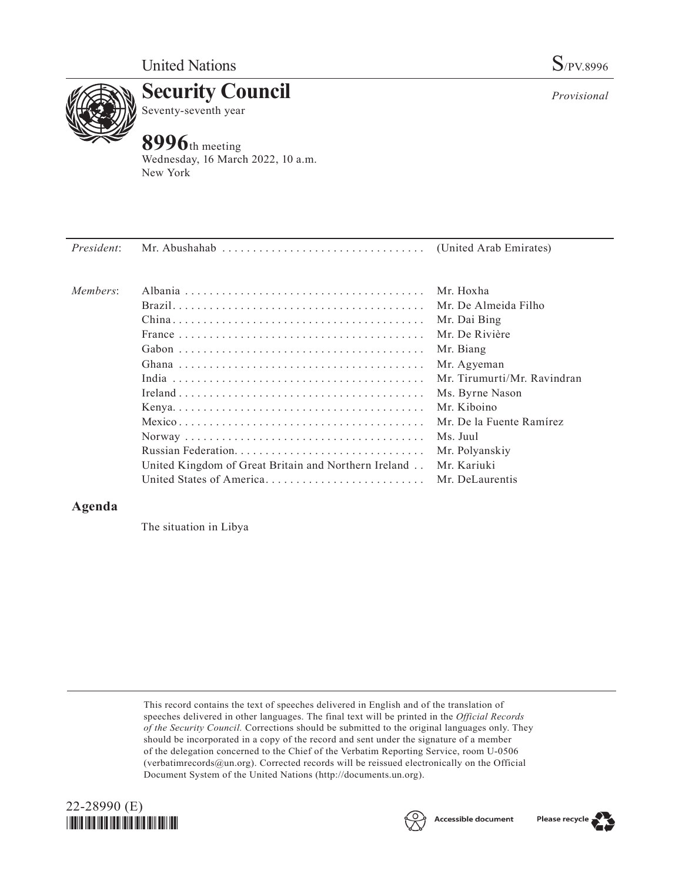United Nations

S/PV.8996

# Security Council

Seventy-seventh year

*Provisional*

## 8996th meeting

Wednesday, 16 March 2022, 10 a.m.
New York

| | | |
|---|---|---|
| *President*: | Mr. Abushahab | (United Arab Emirates) |
| *Members*: | Albania | Mr. Hoxha |
| | Brazil | Mr. De Almeida Filho |
| | China | Mr. Dai Bing |
| | France | Mr. De Rivière |
| | Gabon | Mr. Biang |
| | Ghana | Mr. Agyeman |
| | India | Mr. Tirumurti/Mr. Ravindran |
| | Ireland | Ms. Byrne Nason |
| | Kenya | Mr. Kiboino |
| | Mexico | Mr. De la Fuente Ramírez |
| | Norway | Ms. Juul |
| | Russian Federation | Mr. Polyanskiy |
| | United Kingdom of Great Britain and Northern Ireland | Mr. Kariuki |
| | United States of America | Mr. DeLaurentis |

## Agenda

The situation in Libya

This record contains the text of speeches delivered in English and of the translation of speeches delivered in other languages. The final text will be printed in the *Official Records of the Security Council.* Corrections should be submitted to the original languages only. They should be incorporated in a copy of the record and sent under the signature of a member of the delegation concerned to the Chief of the Verbatim Reporting Service, room U-0506 (verbatimrecords@un.org). Corrected records will be reissued electronically on the Official Document System of the United Nations (http://documents.un.org).

22-28990 (E)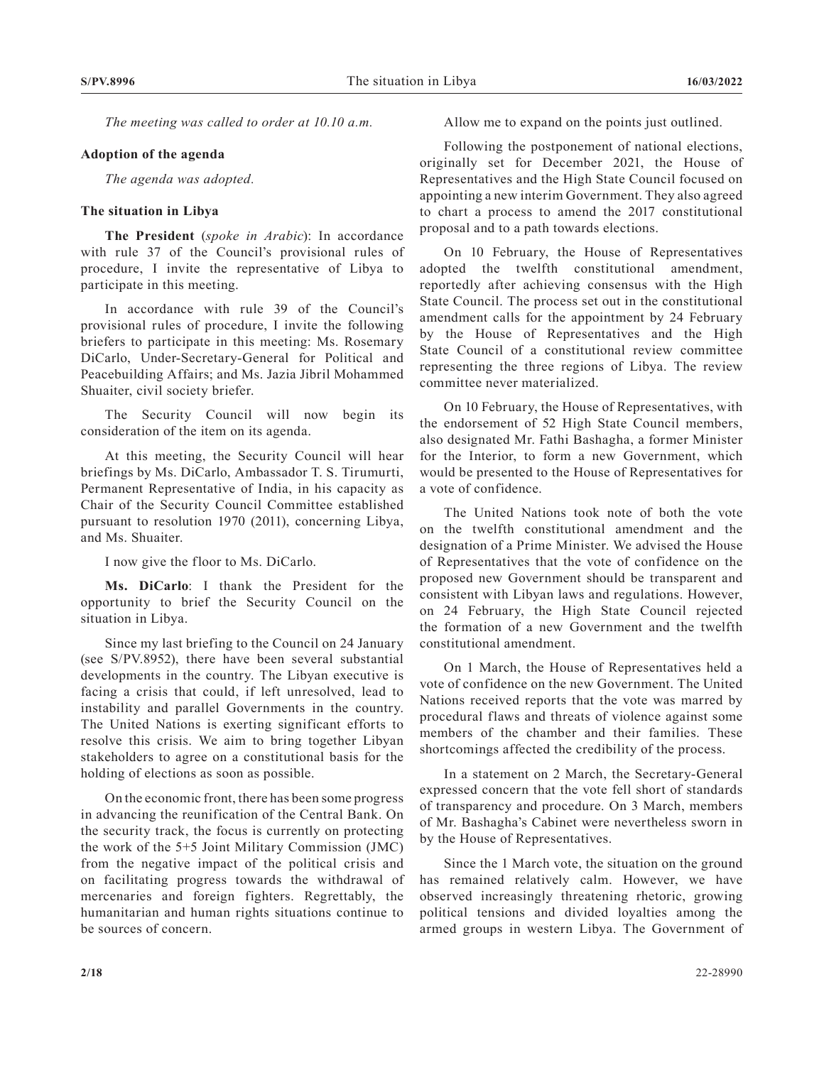*The meeting was called to order at 10.10 a.m.*

**Adoption of the agenda**

*The agenda was adopted.*

**The situation in Libya**

**The President** (*spoke in Arabic*): In accordance with rule 37 of the Council's provisional rules of procedure, I invite the representative of Libya to participate in this meeting.

In accordance with rule 39 of the Council's provisional rules of procedure, I invite the following briefers to participate in this meeting: Ms. Rosemary DiCarlo, Under-Secretary-General for Political and Peacebuilding Affairs; and Ms. Jazia Jibril Mohammed Shuaiter, civil society briefer.

The Security Council will now begin its consideration of the item on its agenda.

At this meeting, the Security Council will hear briefings by Ms. DiCarlo, Ambassador T. S. Tirumurti, Permanent Representative of India, in his capacity as Chair of the Security Council Committee established pursuant to resolution 1970 (2011), concerning Libya, and Ms. Shuaiter.

I now give the floor to Ms. DiCarlo.

**Ms. DiCarlo**: I thank the President for the opportunity to brief the Security Council on the situation in Libya.

Since my last briefing to the Council on 24 January (see S/PV.8952), there have been several substantial developments in the country. The Libyan executive is facing a crisis that could, if left unresolved, lead to instability and parallel Governments in the country. The United Nations is exerting significant efforts to resolve this crisis. We aim to bring together Libyan stakeholders to agree on a constitutional basis for the holding of elections as soon as possible.

On the economic front, there has been some progress in advancing the reunification of the Central Bank. On the security track, the focus is currently on protecting the work of the 5+5 Joint Military Commission (JMC) from the negative impact of the political crisis and on facilitating progress towards the withdrawal of mercenaries and foreign fighters. Regrettably, the humanitarian and human rights situations continue to be sources of concern.

Allow me to expand on the points just outlined.

Following the postponement of national elections, originally set for December 2021, the House of Representatives and the High State Council focused on appointing a new interim Government. They also agreed to chart a process to amend the 2017 constitutional proposal and to a path towards elections.

On 10 February, the House of Representatives adopted the twelfth constitutional amendment, reportedly after achieving consensus with the High State Council. The process set out in the constitutional amendment calls for the appointment by 24 February by the House of Representatives and the High State Council of a constitutional review committee representing the three regions of Libya. The review committee never materialized.

On 10 February, the House of Representatives, with the endorsement of 52 High State Council members, also designated Mr. Fathi Bashagha, a former Minister for the Interior, to form a new Government, which would be presented to the House of Representatives for a vote of confidence.

The United Nations took note of both the vote on the twelfth constitutional amendment and the designation of a Prime Minister. We advised the House of Representatives that the vote of confidence on the proposed new Government should be transparent and consistent with Libyan laws and regulations. However, on 24 February, the High State Council rejected the formation of a new Government and the twelfth constitutional amendment.

On 1 March, the House of Representatives held a vote of confidence on the new Government. The United Nations received reports that the vote was marred by procedural flaws and threats of violence against some members of the chamber and their families. These shortcomings affected the credibility of the process.

In a statement on 2 March, the Secretary-General expressed concern that the vote fell short of standards of transparency and procedure. On 3 March, members of Mr. Bashagha's Cabinet were nevertheless sworn in by the House of Representatives.

Since the 1 March vote, the situation on the ground has remained relatively calm. However, we have observed increasingly threatening rhetoric, growing political tensions and divided loyalties among the armed groups in western Libya. The Government of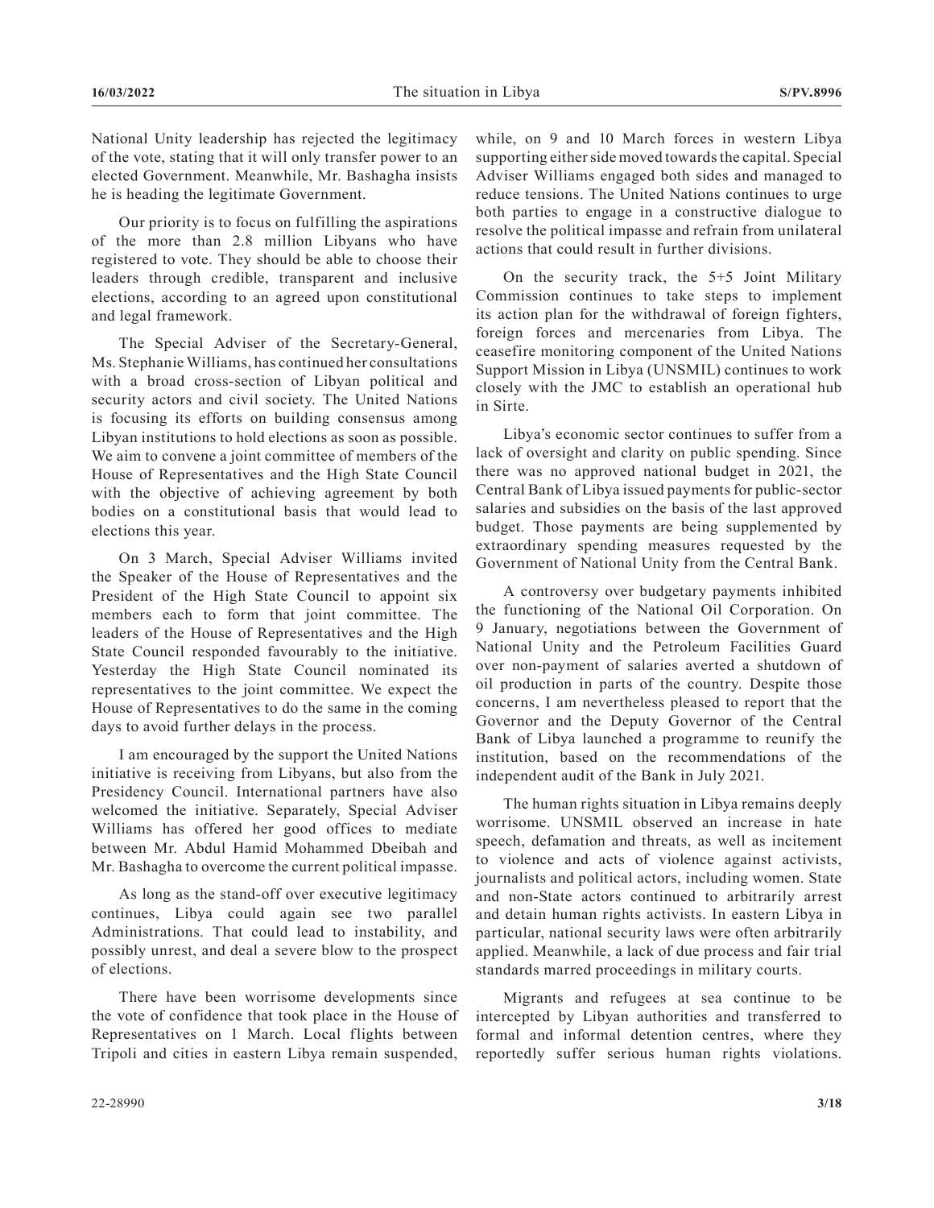National Unity leadership has rejected the legitimacy of the vote, stating that it will only transfer power to an elected Government. Meanwhile, Mr. Bashagha insists he is heading the legitimate Government.

Our priority is to focus on fulfilling the aspirations of the more than 2.8 million Libyans who have registered to vote. They should be able to choose their leaders through credible, transparent and inclusive elections, according to an agreed upon constitutional and legal framework.

The Special Adviser of the Secretary-General, Ms. Stephanie Williams, has continued her consultations with a broad cross-section of Libyan political and security actors and civil society. The United Nations is focusing its efforts on building consensus among Libyan institutions to hold elections as soon as possible. We aim to convene a joint committee of members of the House of Representatives and the High State Council with the objective of achieving agreement by both bodies on a constitutional basis that would lead to elections this year.

On 3 March, Special Adviser Williams invited the Speaker of the House of Representatives and the President of the High State Council to appoint six members each to form that joint committee. The leaders of the House of Representatives and the High State Council responded favourably to the initiative. Yesterday the High State Council nominated its representatives to the joint committee. We expect the House of Representatives to do the same in the coming days to avoid further delays in the process.

I am encouraged by the support the United Nations initiative is receiving from Libyans, but also from the Presidency Council. International partners have also welcomed the initiative. Separately, Special Adviser Williams has offered her good offices to mediate between Mr. Abdul Hamid Mohammed Dbeibah and Mr. Bashagha to overcome the current political impasse.

As long as the stand-off over executive legitimacy continues, Libya could again see two parallel Administrations. That could lead to instability, and possibly unrest, and deal a severe blow to the prospect of elections.

There have been worrisome developments since the vote of confidence that took place in the House of Representatives on 1 March. Local flights between Tripoli and cities in eastern Libya remain suspended, while, on 9 and 10 March forces in western Libya supporting either side moved towards the capital. Special Adviser Williams engaged both sides and managed to reduce tensions. The United Nations continues to urge both parties to engage in a constructive dialogue to resolve the political impasse and refrain from unilateral actions that could result in further divisions.

On the security track, the 5+5 Joint Military Commission continues to take steps to implement its action plan for the withdrawal of foreign fighters, foreign forces and mercenaries from Libya. The ceasefire monitoring component of the United Nations Support Mission in Libya (UNSMIL) continues to work closely with the JMC to establish an operational hub in Sirte.

Libya's economic sector continues to suffer from a lack of oversight and clarity on public spending. Since there was no approved national budget in 2021, the Central Bank of Libya issued payments for public-sector salaries and subsidies on the basis of the last approved budget. Those payments are being supplemented by extraordinary spending measures requested by the Government of National Unity from the Central Bank.

A controversy over budgetary payments inhibited the functioning of the National Oil Corporation. On 9 January, negotiations between the Government of National Unity and the Petroleum Facilities Guard over non-payment of salaries averted a shutdown of oil production in parts of the country. Despite those concerns, I am nevertheless pleased to report that the Governor and the Deputy Governor of the Central Bank of Libya launched a programme to reunify the institution, based on the recommendations of the independent audit of the Bank in July 2021.

The human rights situation in Libya remains deeply worrisome. UNSMIL observed an increase in hate speech, defamation and threats, as well as incitement to violence and acts of violence against activists, journalists and political actors, including women. State and non-State actors continued to arbitrarily arrest and detain human rights activists. In eastern Libya in particular, national security laws were often arbitrarily applied. Meanwhile, a lack of due process and fair trial standards marred proceedings in military courts.

Migrants and refugees at sea continue to be intercepted by Libyan authorities and transferred to formal and informal detention centres, where they reportedly suffer serious human rights violations.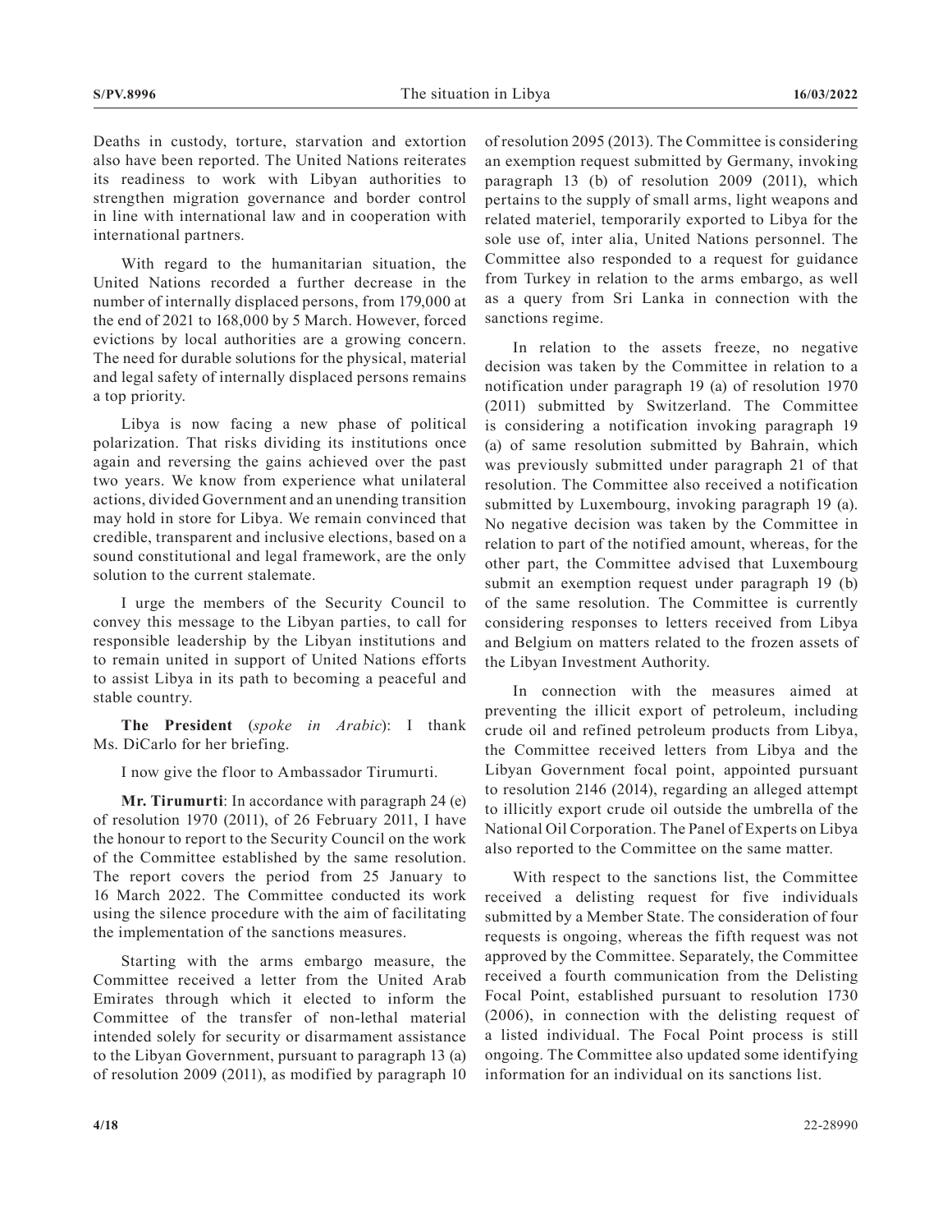Deaths in custody, torture, starvation and extortion also have been reported. The United Nations reiterates its readiness to work with Libyan authorities to strengthen migration governance and border control in line with international law and in cooperation with international partners.

With regard to the humanitarian situation, the United Nations recorded a further decrease in the number of internally displaced persons, from 179,000 at the end of 2021 to 168,000 by 5 March. However, forced evictions by local authorities are a growing concern. The need for durable solutions for the physical, material and legal safety of internally displaced persons remains a top priority.

Libya is now facing a new phase of political polarization. That risks dividing its institutions once again and reversing the gains achieved over the past two years. We know from experience what unilateral actions, divided Government and an unending transition may hold in store for Libya. We remain convinced that credible, transparent and inclusive elections, based on a sound constitutional and legal framework, are the only solution to the current stalemate.

I urge the members of the Security Council to convey this message to the Libyan parties, to call for responsible leadership by the Libyan institutions and to remain united in support of United Nations efforts to assist Libya in its path to becoming a peaceful and stable country.

**The President** (*spoke in Arabic*): I thank Ms. DiCarlo for her briefing.

I now give the floor to Ambassador Tirumurti.

**Mr. Tirumurti**: In accordance with paragraph 24 (e) of resolution 1970 (2011), of 26 February 2011, I have the honour to report to the Security Council on the work of the Committee established by the same resolution. The report covers the period from 25 January to 16 March 2022. The Committee conducted its work using the silence procedure with the aim of facilitating the implementation of the sanctions measures.

Starting with the arms embargo measure, the Committee received a letter from the United Arab Emirates through which it elected to inform the Committee of the transfer of non-lethal material intended solely for security or disarmament assistance to the Libyan Government, pursuant to paragraph 13 (a) of resolution 2009 (2011), as modified by paragraph 10 of resolution 2095 (2013). The Committee is considering an exemption request submitted by Germany, invoking paragraph 13 (b) of resolution 2009 (2011), which pertains to the supply of small arms, light weapons and related materiel, temporarily exported to Libya for the sole use of, inter alia, United Nations personnel. The Committee also responded to a request for guidance from Turkey in relation to the arms embargo, as well as a query from Sri Lanka in connection with the sanctions regime.

In relation to the assets freeze, no negative decision was taken by the Committee in relation to a notification under paragraph 19 (a) of resolution 1970 (2011) submitted by Switzerland. The Committee is considering a notification invoking paragraph 19 (a) of same resolution submitted by Bahrain, which was previously submitted under paragraph 21 of that resolution. The Committee also received a notification submitted by Luxembourg, invoking paragraph 19 (a). No negative decision was taken by the Committee in relation to part of the notified amount, whereas, for the other part, the Committee advised that Luxembourg submit an exemption request under paragraph 19 (b) of the same resolution. The Committee is currently considering responses to letters received from Libya and Belgium on matters related to the frozen assets of the Libyan Investment Authority.

In connection with the measures aimed at preventing the illicit export of petroleum, including crude oil and refined petroleum products from Libya, the Committee received letters from Libya and the Libyan Government focal point, appointed pursuant to resolution 2146 (2014), regarding an alleged attempt to illicitly export crude oil outside the umbrella of the National Oil Corporation. The Panel of Experts on Libya also reported to the Committee on the same matter.

With respect to the sanctions list, the Committee received a delisting request for five individuals submitted by a Member State. The consideration of four requests is ongoing, whereas the fifth request was not approved by the Committee. Separately, the Committee received a fourth communication from the Delisting Focal Point, established pursuant to resolution 1730 (2006), in connection with the delisting request of a listed individual. The Focal Point process is still ongoing. The Committee also updated some identifying information for an individual on its sanctions list.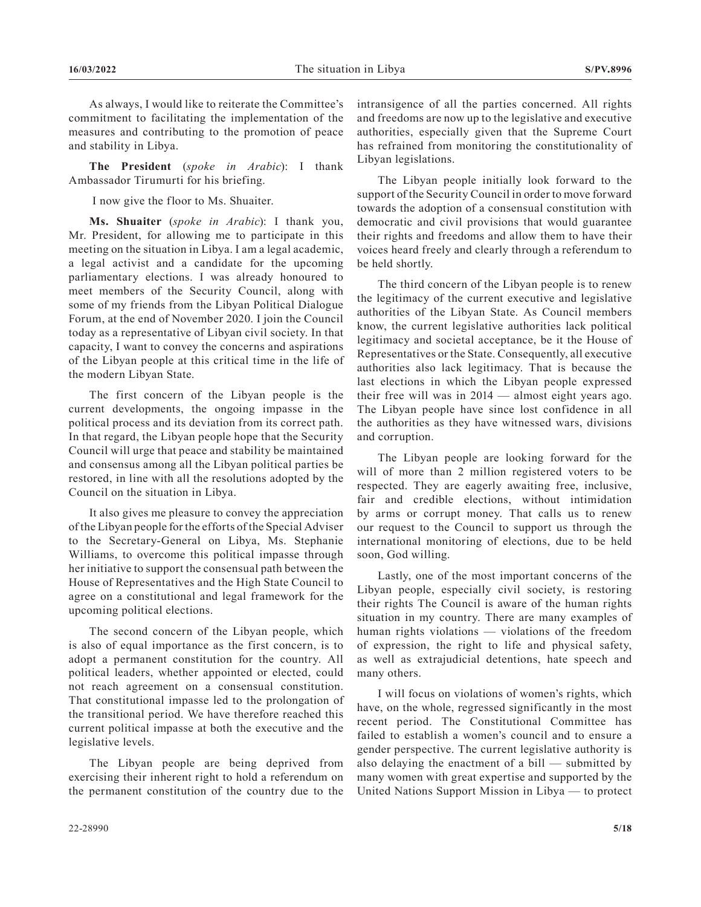As always, I would like to reiterate the Committee's commitment to facilitating the implementation of the measures and contributing to the promotion of peace and stability in Libya.

**The President** (*spoke in Arabic*): I thank Ambassador Tirumurti for his briefing.

I now give the floor to Ms. Shuaiter.

**Ms. Shuaiter** (*spoke in Arabic*): I thank you, Mr. President, for allowing me to participate in this meeting on the situation in Libya. I am a legal academic, a legal activist and a candidate for the upcoming parliamentary elections. I was already honoured to meet members of the Security Council, along with some of my friends from the Libyan Political Dialogue Forum, at the end of November 2020. I join the Council today as a representative of Libyan civil society. In that capacity, I want to convey the concerns and aspirations of the Libyan people at this critical time in the life of the modern Libyan State.

The first concern of the Libyan people is the current developments, the ongoing impasse in the political process and its deviation from its correct path. In that regard, the Libyan people hope that the Security Council will urge that peace and stability be maintained and consensus among all the Libyan political parties be restored, in line with all the resolutions adopted by the Council on the situation in Libya.

It also gives me pleasure to convey the appreciation of the Libyan people for the efforts of the Special Adviser to the Secretary-General on Libya, Ms. Stephanie Williams, to overcome this political impasse through her initiative to support the consensual path between the House of Representatives and the High State Council to agree on a constitutional and legal framework for the upcoming political elections.

The second concern of the Libyan people, which is also of equal importance as the first concern, is to adopt a permanent constitution for the country. All political leaders, whether appointed or elected, could not reach agreement on a consensual constitution. That constitutional impasse led to the prolongation of the transitional period. We have therefore reached this current political impasse at both the executive and the legislative levels.

The Libyan people are being deprived from exercising their inherent right to hold a referendum on the permanent constitution of the country due to the intransigence of all the parties concerned. All rights and freedoms are now up to the legislative and executive authorities, especially given that the Supreme Court has refrained from monitoring the constitutionality of Libyan legislations.

The Libyan people initially look forward to the support of the Security Council in order to move forward towards the adoption of a consensual constitution with democratic and civil provisions that would guarantee their rights and freedoms and allow them to have their voices heard freely and clearly through a referendum to be held shortly.

The third concern of the Libyan people is to renew the legitimacy of the current executive and legislative authorities of the Libyan State. As Council members know, the current legislative authorities lack political legitimacy and societal acceptance, be it the House of Representatives or the State. Consequently, all executive authorities also lack legitimacy. That is because the last elections in which the Libyan people expressed their free will was in 2014 — almost eight years ago. The Libyan people have since lost confidence in all the authorities as they have witnessed wars, divisions and corruption.

The Libyan people are looking forward for the will of more than 2 million registered voters to be respected. They are eagerly awaiting free, inclusive, fair and credible elections, without intimidation by arms or corrupt money. That calls us to renew our request to the Council to support us through the international monitoring of elections, due to be held soon, God willing.

Lastly, one of the most important concerns of the Libyan people, especially civil society, is restoring their rights The Council is aware of the human rights situation in my country. There are many examples of human rights violations — violations of the freedom of expression, the right to life and physical safety, as well as extrajudicial detentions, hate speech and many others.

I will focus on violations of women's rights, which have, on the whole, regressed significantly in the most recent period. The Constitutional Committee has failed to establish a women's council and to ensure a gender perspective. The current legislative authority is also delaying the enactment of a bill — submitted by many women with great expertise and supported by the United Nations Support Mission in Libya — to protect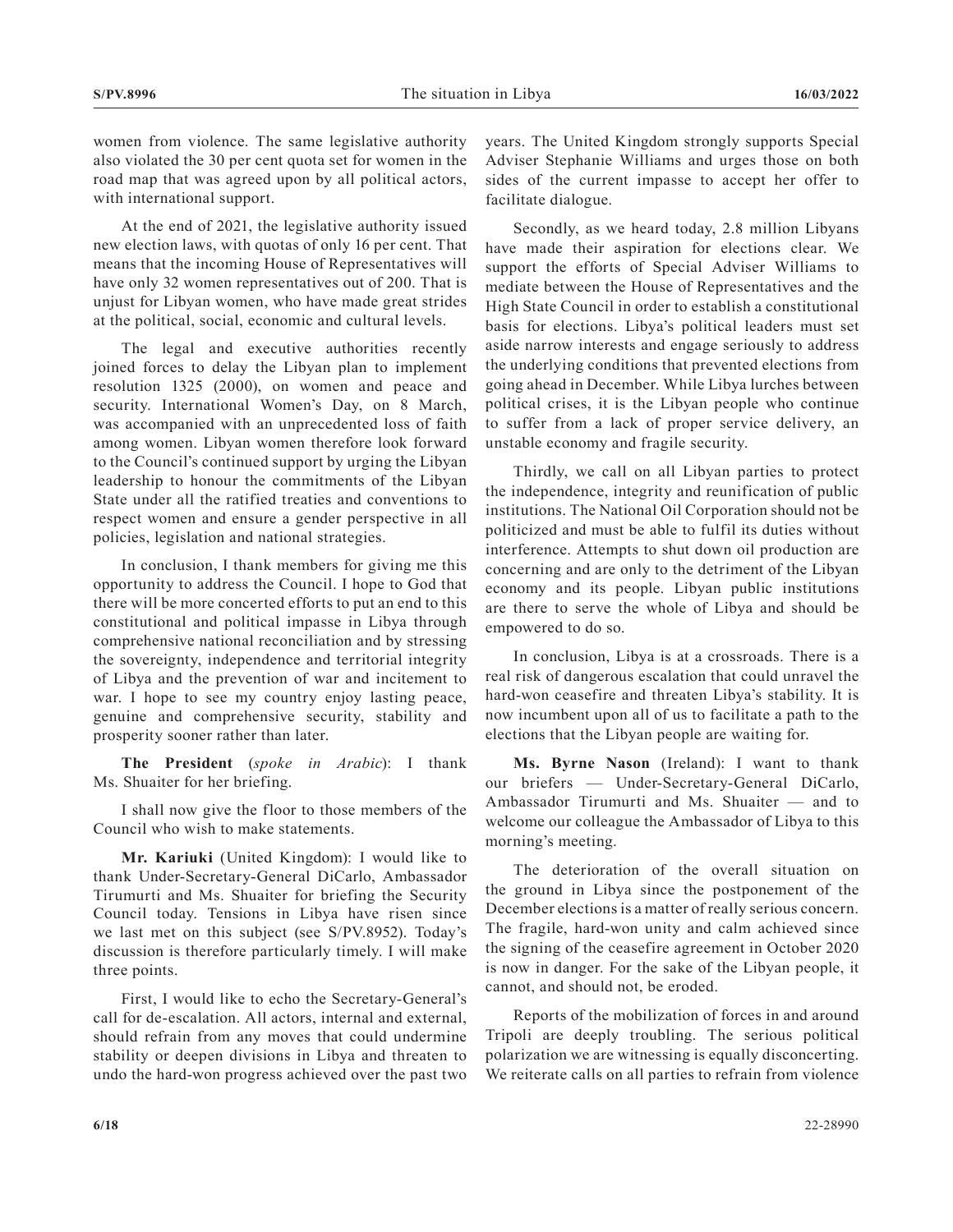women from violence. The same legislative authority also violated the 30 per cent quota set for women in the road map that was agreed upon by all political actors, with international support.

At the end of 2021, the legislative authority issued new election laws, with quotas of only 16 per cent. That means that the incoming House of Representatives will have only 32 women representatives out of 200. That is unjust for Libyan women, who have made great strides at the political, social, economic and cultural levels.

The legal and executive authorities recently joined forces to delay the Libyan plan to implement resolution 1325 (2000), on women and peace and security. International Women's Day, on 8 March, was accompanied with an unprecedented loss of faith among women. Libyan women therefore look forward to the Council's continued support by urging the Libyan leadership to honour the commitments of the Libyan State under all the ratified treaties and conventions to respect women and ensure a gender perspective in all policies, legislation and national strategies.

In conclusion, I thank members for giving me this opportunity to address the Council. I hope to God that there will be more concerted efforts to put an end to this constitutional and political impasse in Libya through comprehensive national reconciliation and by stressing the sovereignty, independence and territorial integrity of Libya and the prevention of war and incitement to war. I hope to see my country enjoy lasting peace, genuine and comprehensive security, stability and prosperity sooner rather than later.

**The President** (*spoke in Arabic*): I thank Ms. Shuaiter for her briefing.

I shall now give the floor to those members of the Council who wish to make statements.

**Mr. Kariuki** (United Kingdom): I would like to thank Under-Secretary-General DiCarlo, Ambassador Tirumurti and Ms. Shuaiter for briefing the Security Council today. Tensions in Libya have risen since we last met on this subject (see S/PV.8952). Today's discussion is therefore particularly timely. I will make three points.

First, I would like to echo the Secretary-General's call for de-escalation. All actors, internal and external, should refrain from any moves that could undermine stability or deepen divisions in Libya and threaten to undo the hard-won progress achieved over the past two years. The United Kingdom strongly supports Special Adviser Stephanie Williams and urges those on both sides of the current impasse to accept her offer to facilitate dialogue.

Secondly, as we heard today, 2.8 million Libyans have made their aspiration for elections clear. We support the efforts of Special Adviser Williams to mediate between the House of Representatives and the High State Council in order to establish a constitutional basis for elections. Libya's political leaders must set aside narrow interests and engage seriously to address the underlying conditions that prevented elections from going ahead in December. While Libya lurches between political crises, it is the Libyan people who continue to suffer from a lack of proper service delivery, an unstable economy and fragile security.

Thirdly, we call on all Libyan parties to protect the independence, integrity and reunification of public institutions. The National Oil Corporation should not be politicized and must be able to fulfil its duties without interference. Attempts to shut down oil production are concerning and are only to the detriment of the Libyan economy and its people. Libyan public institutions are there to serve the whole of Libya and should be empowered to do so.

In conclusion, Libya is at a crossroads. There is a real risk of dangerous escalation that could unravel the hard-won ceasefire and threaten Libya's stability. It is now incumbent upon all of us to facilitate a path to the elections that the Libyan people are waiting for.

**Ms. Byrne Nason** (Ireland): I want to thank our briefers — Under-Secretary-General DiCarlo, Ambassador Tirumurti and Ms. Shuaiter — and to welcome our colleague the Ambassador of Libya to this morning's meeting.

The deterioration of the overall situation on the ground in Libya since the postponement of the December elections is a matter of really serious concern. The fragile, hard-won unity and calm achieved since the signing of the ceasefire agreement in October 2020 is now in danger. For the sake of the Libyan people, it cannot, and should not, be eroded.

Reports of the mobilization of forces in and around Tripoli are deeply troubling. The serious political polarization we are witnessing is equally disconcerting. We reiterate calls on all parties to refrain from violence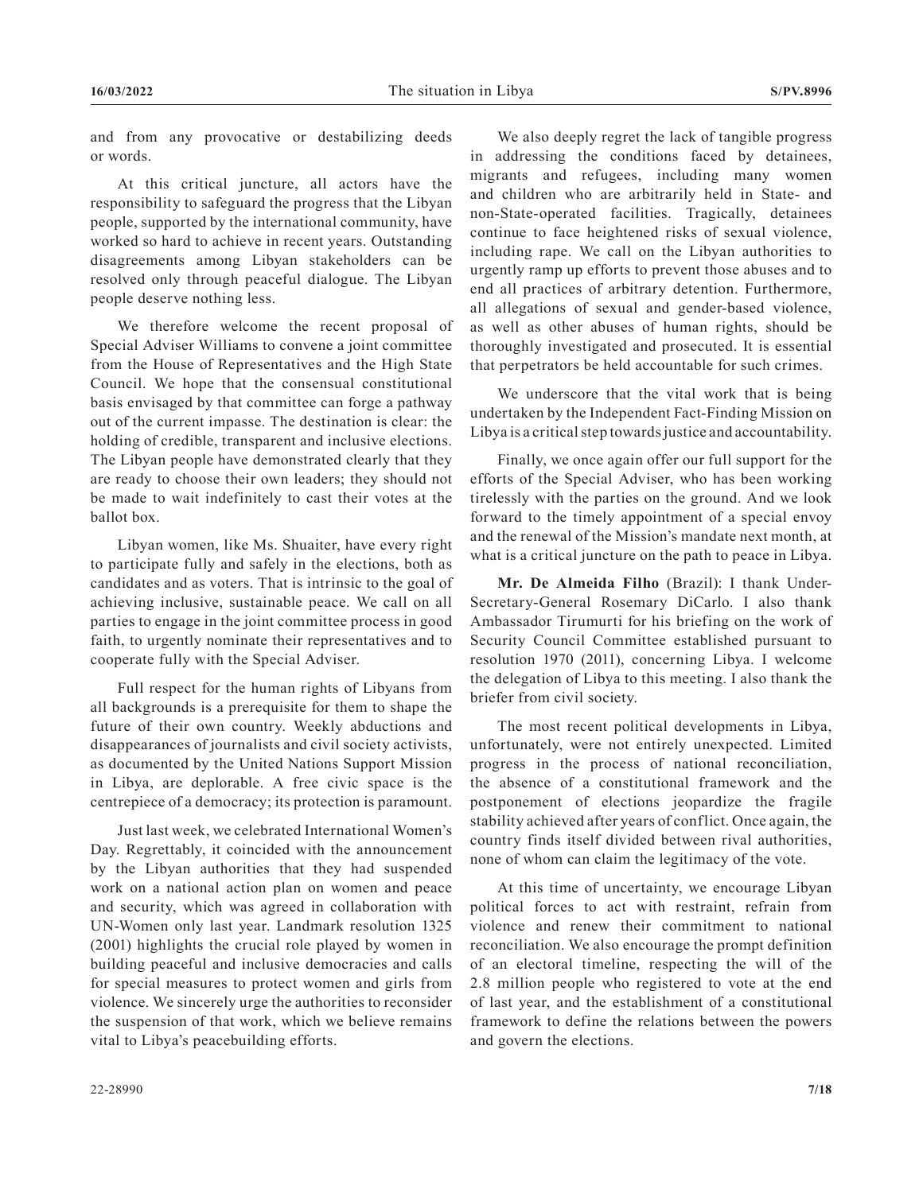and from any provocative or destabilizing deeds or words.

At this critical juncture, all actors have the responsibility to safeguard the progress that the Libyan people, supported by the international community, have worked so hard to achieve in recent years. Outstanding disagreements among Libyan stakeholders can be resolved only through peaceful dialogue. The Libyan people deserve nothing less.

We therefore welcome the recent proposal of Special Adviser Williams to convene a joint committee from the House of Representatives and the High State Council. We hope that the consensual constitutional basis envisaged by that committee can forge a pathway out of the current impasse. The destination is clear: the holding of credible, transparent and inclusive elections. The Libyan people have demonstrated clearly that they are ready to choose their own leaders; they should not be made to wait indefinitely to cast their votes at the ballot box.

Libyan women, like Ms. Shuaiter, have every right to participate fully and safely in the elections, both as candidates and as voters. That is intrinsic to the goal of achieving inclusive, sustainable peace. We call on all parties to engage in the joint committee process in good faith, to urgently nominate their representatives and to cooperate fully with the Special Adviser.

Full respect for the human rights of Libyans from all backgrounds is a prerequisite for them to shape the future of their own country. Weekly abductions and disappearances of journalists and civil society activists, as documented by the United Nations Support Mission in Libya, are deplorable. A free civic space is the centrepiece of a democracy; its protection is paramount.

Just last week, we celebrated International Women's Day. Regrettably, it coincided with the announcement by the Libyan authorities that they had suspended work on a national action plan on women and peace and security, which was agreed in collaboration with UN-Women only last year. Landmark resolution 1325 (2001) highlights the crucial role played by women in building peaceful and inclusive democracies and calls for special measures to protect women and girls from violence. We sincerely urge the authorities to reconsider the suspension of that work, which we believe remains vital to Libya's peacebuilding efforts.

We also deeply regret the lack of tangible progress in addressing the conditions faced by detainees, migrants and refugees, including many women and children who are arbitrarily held in State- and non-State-operated facilities. Tragically, detainees continue to face heightened risks of sexual violence, including rape. We call on the Libyan authorities to urgently ramp up efforts to prevent those abuses and to end all practices of arbitrary detention. Furthermore, all allegations of sexual and gender-based violence, as well as other abuses of human rights, should be thoroughly investigated and prosecuted. It is essential that perpetrators be held accountable for such crimes.

We underscore that the vital work that is being undertaken by the Independent Fact-Finding Mission on Libya is a critical step towards justice and accountability.

Finally, we once again offer our full support for the efforts of the Special Adviser, who has been working tirelessly with the parties on the ground. And we look forward to the timely appointment of a special envoy and the renewal of the Mission's mandate next month, at what is a critical juncture on the path to peace in Libya.

**Mr. De Almeida Filho** (Brazil): I thank Under-Secretary-General Rosemary DiCarlo. I also thank Ambassador Tirumurti for his briefing on the work of Security Council Committee established pursuant to resolution 1970 (2011), concerning Libya. I welcome the delegation of Libya to this meeting. I also thank the briefer from civil society.

The most recent political developments in Libya, unfortunately, were not entirely unexpected. Limited progress in the process of national reconciliation, the absence of a constitutional framework and the postponement of elections jeopardize the fragile stability achieved after years of conflict. Once again, the country finds itself divided between rival authorities, none of whom can claim the legitimacy of the vote.

At this time of uncertainty, we encourage Libyan political forces to act with restraint, refrain from violence and renew their commitment to national reconciliation. We also encourage the prompt definition of an electoral timeline, respecting the will of the 2.8 million people who registered to vote at the end of last year, and the establishment of a constitutional framework to define the relations between the powers and govern the elections.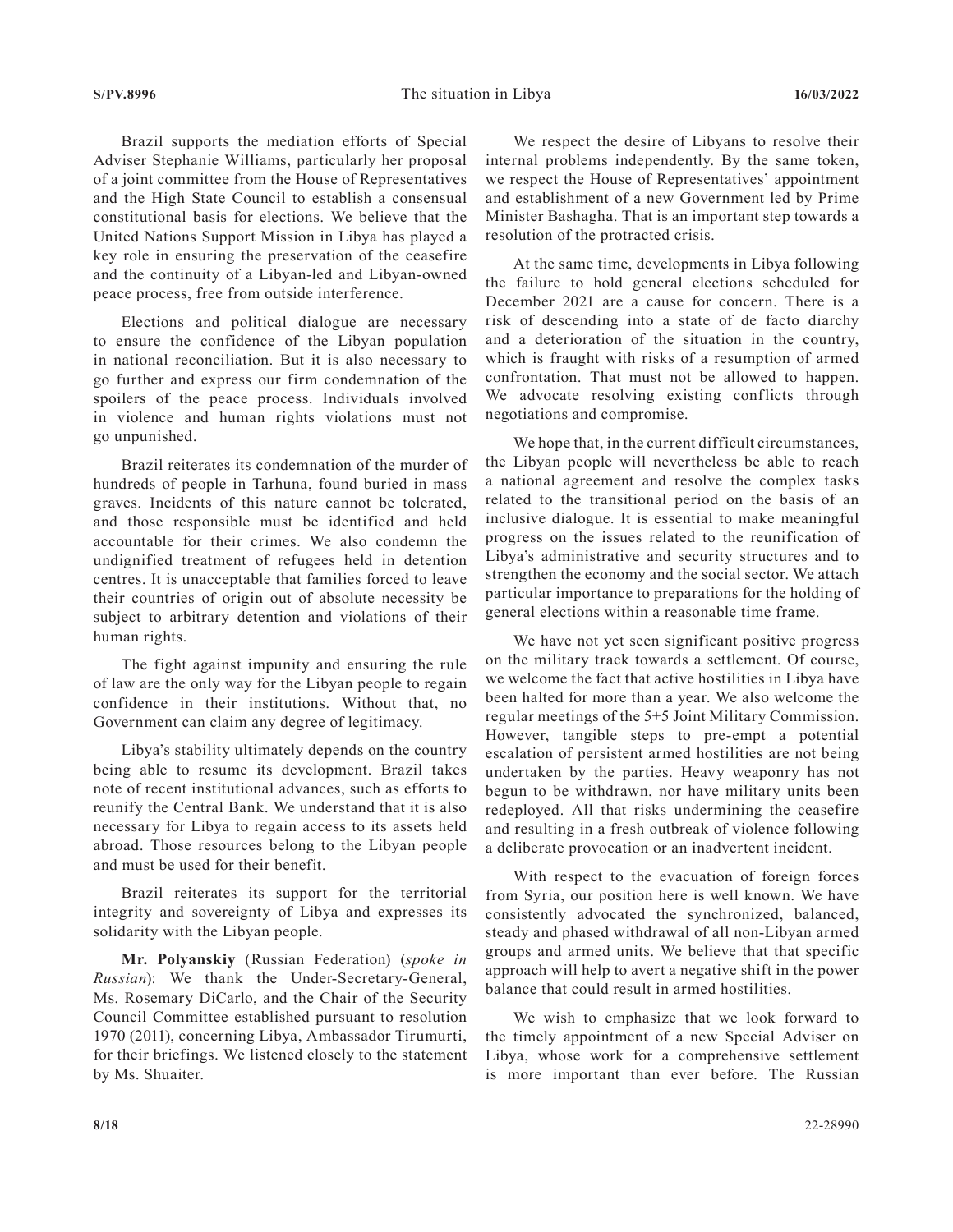Brazil supports the mediation efforts of Special Adviser Stephanie Williams, particularly her proposal of a joint committee from the House of Representatives and the High State Council to establish a consensual constitutional basis for elections. We believe that the United Nations Support Mission in Libya has played a key role in ensuring the preservation of the ceasefire and the continuity of a Libyan-led and Libyan-owned peace process, free from outside interference.

Elections and political dialogue are necessary to ensure the confidence of the Libyan population in national reconciliation. But it is also necessary to go further and express our firm condemnation of the spoilers of the peace process. Individuals involved in violence and human rights violations must not go unpunished.

Brazil reiterates its condemnation of the murder of hundreds of people in Tarhuna, found buried in mass graves. Incidents of this nature cannot be tolerated, and those responsible must be identified and held accountable for their crimes. We also condemn the undignified treatment of refugees held in detention centres. It is unacceptable that families forced to leave their countries of origin out of absolute necessity be subject to arbitrary detention and violations of their human rights.

The fight against impunity and ensuring the rule of law are the only way for the Libyan people to regain confidence in their institutions. Without that, no Government can claim any degree of legitimacy.

Libya's stability ultimately depends on the country being able to resume its development. Brazil takes note of recent institutional advances, such as efforts to reunify the Central Bank. We understand that it is also necessary for Libya to regain access to its assets held abroad. Those resources belong to the Libyan people and must be used for their benefit.

Brazil reiterates its support for the territorial integrity and sovereignty of Libya and expresses its solidarity with the Libyan people.

**Mr. Polyanskiy** (Russian Federation) (*spoke in Russian*): We thank the Under-Secretary-General, Ms. Rosemary DiCarlo, and the Chair of the Security Council Committee established pursuant to resolution 1970 (2011), concerning Libya, Ambassador Tirumurti, for their briefings. We listened closely to the statement by Ms. Shuaiter.

We respect the desire of Libyans to resolve their internal problems independently. By the same token, we respect the House of Representatives' appointment and establishment of a new Government led by Prime Minister Bashagha. That is an important step towards a resolution of the protracted crisis.

At the same time, developments in Libya following the failure to hold general elections scheduled for December 2021 are a cause for concern. There is a risk of descending into a state of de facto diarchy and a deterioration of the situation in the country, which is fraught with risks of a resumption of armed confrontation. That must not be allowed to happen. We advocate resolving existing conflicts through negotiations and compromise.

We hope that, in the current difficult circumstances, the Libyan people will nevertheless be able to reach a national agreement and resolve the complex tasks related to the transitional period on the basis of an inclusive dialogue. It is essential to make meaningful progress on the issues related to the reunification of Libya's administrative and security structures and to strengthen the economy and the social sector. We attach particular importance to preparations for the holding of general elections within a reasonable time frame.

We have not yet seen significant positive progress on the military track towards a settlement. Of course, we welcome the fact that active hostilities in Libya have been halted for more than a year. We also welcome the regular meetings of the 5+5 Joint Military Commission. However, tangible steps to pre-empt a potential escalation of persistent armed hostilities are not being undertaken by the parties. Heavy weaponry has not begun to be withdrawn, nor have military units been redeployed. All that risks undermining the ceasefire and resulting in a fresh outbreak of violence following a deliberate provocation or an inadvertent incident.

With respect to the evacuation of foreign forces from Syria, our position here is well known. We have consistently advocated the synchronized, balanced, steady and phased withdrawal of all non-Libyan armed groups and armed units. We believe that that specific approach will help to avert a negative shift in the power balance that could result in armed hostilities.

We wish to emphasize that we look forward to the timely appointment of a new Special Adviser on Libya, whose work for a comprehensive settlement is more important than ever before. The Russian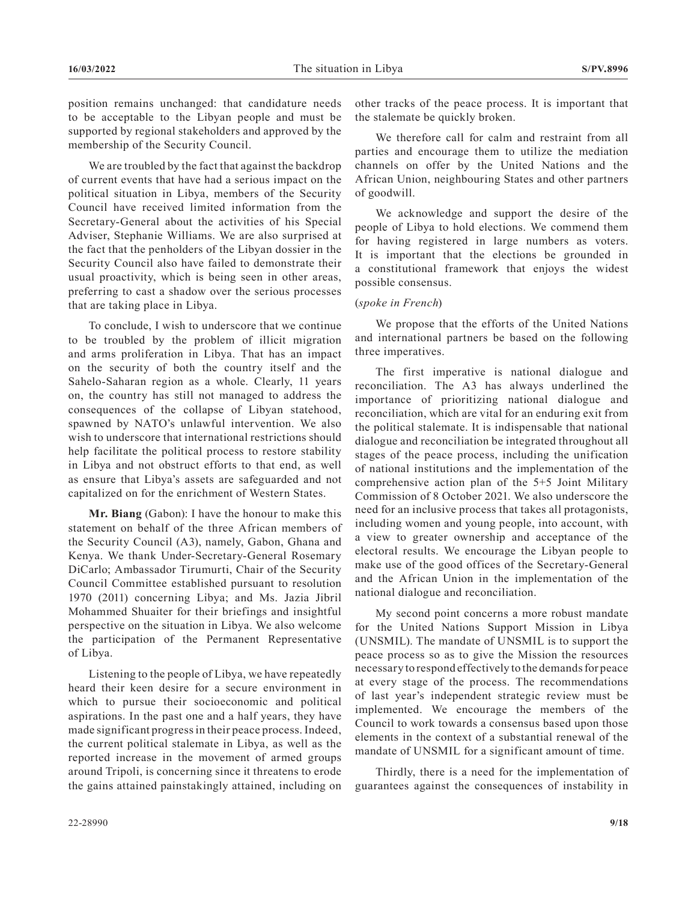position remains unchanged: that candidature needs to be acceptable to the Libyan people and must be supported by regional stakeholders and approved by the membership of the Security Council.

We are troubled by the fact that against the backdrop of current events that have had a serious impact on the political situation in Libya, members of the Security Council have received limited information from the Secretary-General about the activities of his Special Adviser, Stephanie Williams. We are also surprised at the fact that the penholders of the Libyan dossier in the Security Council also have failed to demonstrate their usual proactivity, which is being seen in other areas, preferring to cast a shadow over the serious processes that are taking place in Libya.

To conclude, I wish to underscore that we continue to be troubled by the problem of illicit migration and arms proliferation in Libya. That has an impact on the security of both the country itself and the Sahelo-Saharan region as a whole. Clearly, 11 years on, the country has still not managed to address the consequences of the collapse of Libyan statehood, spawned by NATO's unlawful intervention. We also wish to underscore that international restrictions should help facilitate the political process to restore stability in Libya and not obstruct efforts to that end, as well as ensure that Libya's assets are safeguarded and not capitalized on for the enrichment of Western States.

**Mr. Biang** (Gabon): I have the honour to make this statement on behalf of the three African members of the Security Council (A3), namely, Gabon, Ghana and Kenya. We thank Under-Secretary-General Rosemary DiCarlo; Ambassador Tirumurti, Chair of the Security Council Committee established pursuant to resolution 1970 (2011) concerning Libya; and Ms. Jazia Jibril Mohammed Shuaiter for their briefings and insightful perspective on the situation in Libya. We also welcome the participation of the Permanent Representative of Libya.

Listening to the people of Libya, we have repeatedly heard their keen desire for a secure environment in which to pursue their socioeconomic and political aspirations. In the past one and a half years, they have made significant progress in their peace process. Indeed, the current political stalemate in Libya, as well as the reported increase in the movement of armed groups around Tripoli, is concerning since it threatens to erode the gains attained painstakingly attained, including on other tracks of the peace process. It is important that the stalemate be quickly broken.

We therefore call for calm and restraint from all parties and encourage them to utilize the mediation channels on offer by the United Nations and the African Union, neighbouring States and other partners of goodwill.

We acknowledge and support the desire of the people of Libya to hold elections. We commend them for having registered in large numbers as voters. It is important that the elections be grounded in a constitutional framework that enjoys the widest possible consensus.

(*spoke in French*)

We propose that the efforts of the United Nations and international partners be based on the following three imperatives.

The first imperative is national dialogue and reconciliation. The A3 has always underlined the importance of prioritizing national dialogue and reconciliation, which are vital for an enduring exit from the political stalemate. It is indispensable that national dialogue and reconciliation be integrated throughout all stages of the peace process, including the unification of national institutions and the implementation of the comprehensive action plan of the 5+5 Joint Military Commission of 8 October 2021. We also underscore the need for an inclusive process that takes all protagonists, including women and young people, into account, with a view to greater ownership and acceptance of the electoral results. We encourage the Libyan people to make use of the good offices of the Secretary-General and the African Union in the implementation of the national dialogue and reconciliation.

My second point concerns a more robust mandate for the United Nations Support Mission in Libya (UNSMIL). The mandate of UNSMIL is to support the peace process so as to give the Mission the resources necessary to respond effectively to the demands for peace at every stage of the process. The recommendations of last year's independent strategic review must be implemented. We encourage the members of the Council to work towards a consensus based upon those elements in the context of a substantial renewal of the mandate of UNSMIL for a significant amount of time.

Thirdly, there is a need for the implementation of guarantees against the consequences of instability in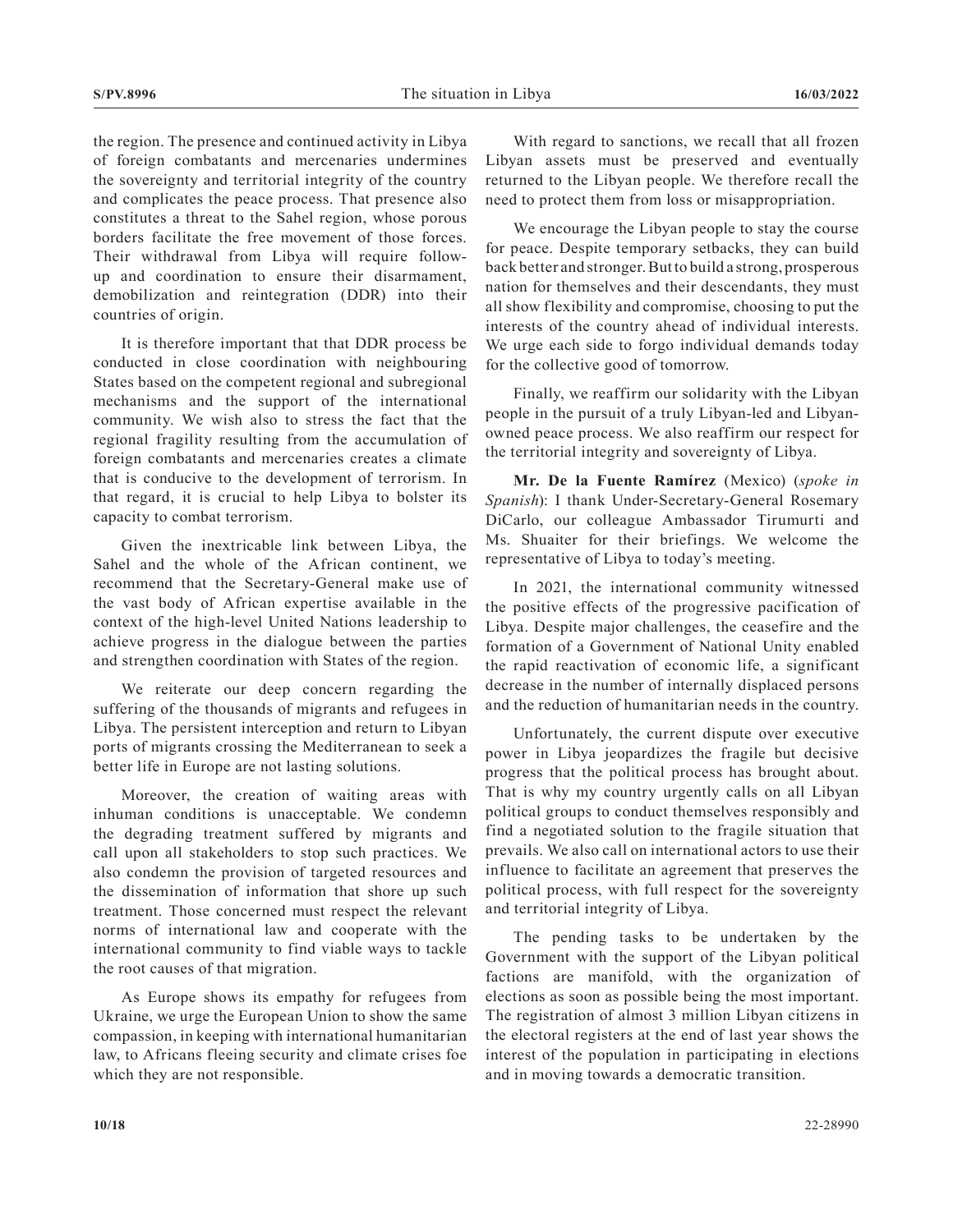the region. The presence and continued activity in Libya of foreign combatants and mercenaries undermines the sovereignty and territorial integrity of the country and complicates the peace process. That presence also constitutes a threat to the Sahel region, whose porous borders facilitate the free movement of those forces. Their withdrawal from Libya will require follow-up and coordination to ensure their disarmament, demobilization and reintegration (DDR) into their countries of origin.

It is therefore important that that DDR process be conducted in close coordination with neighbouring States based on the competent regional and subregional mechanisms and the support of the international community. We wish also to stress the fact that the regional fragility resulting from the accumulation of foreign combatants and mercenaries creates a climate that is conducive to the development of terrorism. In that regard, it is crucial to help Libya to bolster its capacity to combat terrorism.

Given the inextricable link between Libya, the Sahel and the whole of the African continent, we recommend that the Secretary-General make use of the vast body of African expertise available in the context of the high-level United Nations leadership to achieve progress in the dialogue between the parties and strengthen coordination with States of the region.

We reiterate our deep concern regarding the suffering of the thousands of migrants and refugees in Libya. The persistent interception and return to Libyan ports of migrants crossing the Mediterranean to seek a better life in Europe are not lasting solutions.

Moreover, the creation of waiting areas with inhuman conditions is unacceptable. We condemn the degrading treatment suffered by migrants and call upon all stakeholders to stop such practices. We also condemn the provision of targeted resources and the dissemination of information that shore up such treatment. Those concerned must respect the relevant norms of international law and cooperate with the international community to find viable ways to tackle the root causes of that migration.

As Europe shows its empathy for refugees from Ukraine, we urge the European Union to show the same compassion, in keeping with international humanitarian law, to Africans fleeing security and climate crises foe which they are not responsible.

With regard to sanctions, we recall that all frozen Libyan assets must be preserved and eventually returned to the Libyan people. We therefore recall the need to protect them from loss or misappropriation.

We encourage the Libyan people to stay the course for peace. Despite temporary setbacks, they can build back better and stronger. But to build a strong, prosperous nation for themselves and their descendants, they must all show flexibility and compromise, choosing to put the interests of the country ahead of individual interests. We urge each side to forgo individual demands today for the collective good of tomorrow.

Finally, we reaffirm our solidarity with the Libyan people in the pursuit of a truly Libyan-led and Libyan-owned peace process. We also reaffirm our respect for the territorial integrity and sovereignty of Libya.

**Mr. De la Fuente Ramírez** (Mexico) (*spoke in Spanish*): I thank Under-Secretary-General Rosemary DiCarlo, our colleague Ambassador Tirumurti and Ms. Shuaiter for their briefings. We welcome the representative of Libya to today's meeting.

In 2021, the international community witnessed the positive effects of the progressive pacification of Libya. Despite major challenges, the ceasefire and the formation of a Government of National Unity enabled the rapid reactivation of economic life, a significant decrease in the number of internally displaced persons and the reduction of humanitarian needs in the country.

Unfortunately, the current dispute over executive power in Libya jeopardizes the fragile but decisive progress that the political process has brought about. That is why my country urgently calls on all Libyan political groups to conduct themselves responsibly and find a negotiated solution to the fragile situation that prevails. We also call on international actors to use their influence to facilitate an agreement that preserves the political process, with full respect for the sovereignty and territorial integrity of Libya.

The pending tasks to be undertaken by the Government with the support of the Libyan political factions are manifold, with the organization of elections as soon as possible being the most important. The registration of almost 3 million Libyan citizens in the electoral registers at the end of last year shows the interest of the population in participating in elections and in moving towards a democratic transition.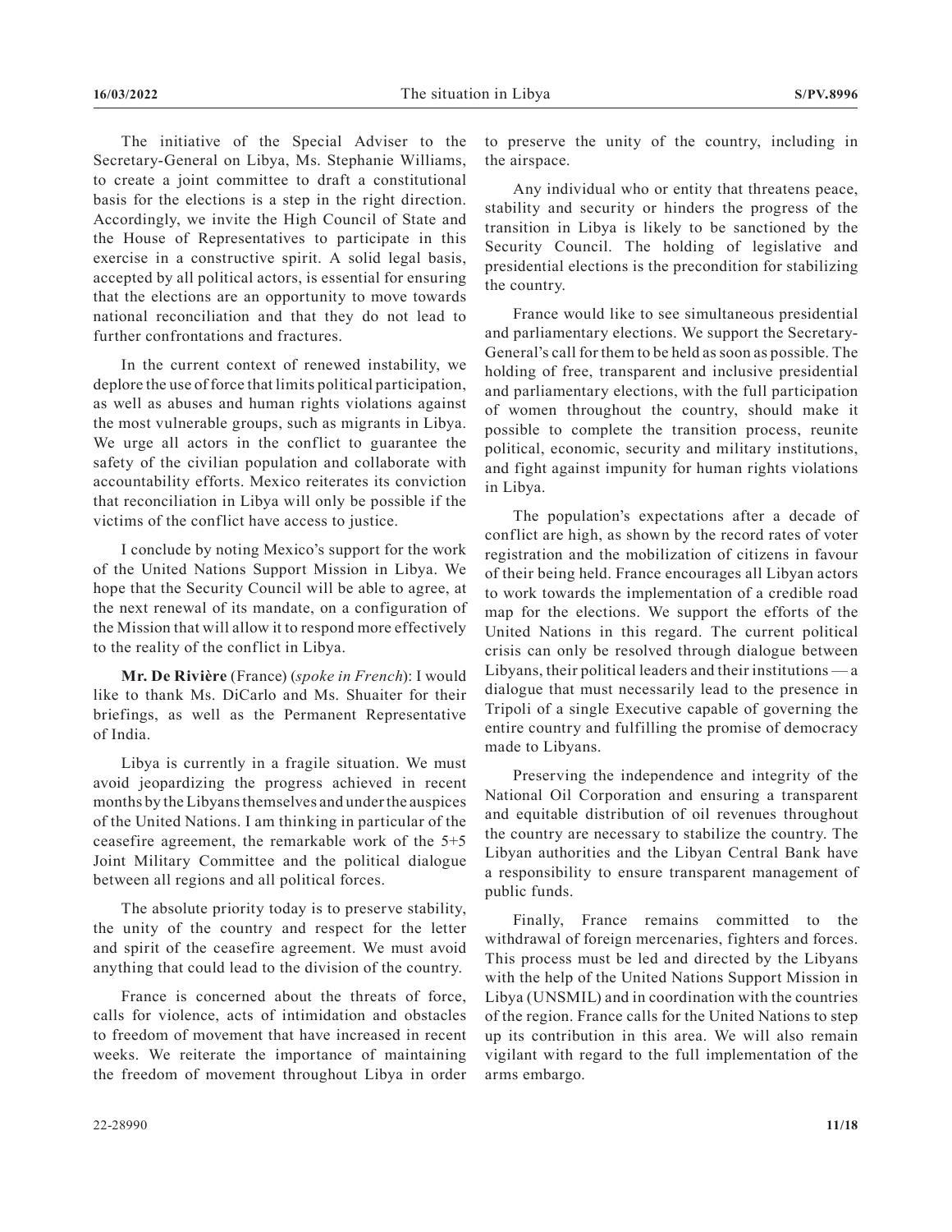The initiative of the Special Adviser to the Secretary-General on Libya, Ms. Stephanie Williams, to create a joint committee to draft a constitutional basis for the elections is a step in the right direction. Accordingly, we invite the High Council of State and the House of Representatives to participate in this exercise in a constructive spirit. A solid legal basis, accepted by all political actors, is essential for ensuring that the elections are an opportunity to move towards national reconciliation and that they do not lead to further confrontations and fractures.

In the current context of renewed instability, we deplore the use of force that limits political participation, as well as abuses and human rights violations against the most vulnerable groups, such as migrants in Libya. We urge all actors in the conflict to guarantee the safety of the civilian population and collaborate with accountability efforts. Mexico reiterates its conviction that reconciliation in Libya will only be possible if the victims of the conflict have access to justice.

I conclude by noting Mexico's support for the work of the United Nations Support Mission in Libya. We hope that the Security Council will be able to agree, at the next renewal of its mandate, on a configuration of the Mission that will allow it to respond more effectively to the reality of the conflict in Libya.

**Mr. De Rivière** (France) (*spoke in French*): I would like to thank Ms. DiCarlo and Ms. Shuaiter for their briefings, as well as the Permanent Representative of India.

Libya is currently in a fragile situation. We must avoid jeopardizing the progress achieved in recent months by the Libyans themselves and under the auspices of the United Nations. I am thinking in particular of the ceasefire agreement, the remarkable work of the 5+5 Joint Military Committee and the political dialogue between all regions and all political forces.

The absolute priority today is to preserve stability, the unity of the country and respect for the letter and spirit of the ceasefire agreement. We must avoid anything that could lead to the division of the country.

France is concerned about the threats of force, calls for violence, acts of intimidation and obstacles to freedom of movement that have increased in recent weeks. We reiterate the importance of maintaining the freedom of movement throughout Libya in order to preserve the unity of the country, including in the airspace.

Any individual who or entity that threatens peace, stability and security or hinders the progress of the transition in Libya is likely to be sanctioned by the Security Council. The holding of legislative and presidential elections is the precondition for stabilizing the country.

France would like to see simultaneous presidential and parliamentary elections. We support the Secretary-General's call for them to be held as soon as possible. The holding of free, transparent and inclusive presidential and parliamentary elections, with the full participation of women throughout the country, should make it possible to complete the transition process, reunite political, economic, security and military institutions, and fight against impunity for human rights violations in Libya.

The population's expectations after a decade of conflict are high, as shown by the record rates of voter registration and the mobilization of citizens in favour of their being held. France encourages all Libyan actors to work towards the implementation of a credible road map for the elections. We support the efforts of the United Nations in this regard. The current political crisis can only be resolved through dialogue between Libyans, their political leaders and their institutions — a dialogue that must necessarily lead to the presence in Tripoli of a single Executive capable of governing the entire country and fulfilling the promise of democracy made to Libyans.

Preserving the independence and integrity of the National Oil Corporation and ensuring a transparent and equitable distribution of oil revenues throughout the country are necessary to stabilize the country. The Libyan authorities and the Libyan Central Bank have a responsibility to ensure transparent management of public funds.

Finally, France remains committed to the withdrawal of foreign mercenaries, fighters and forces. This process must be led and directed by the Libyans with the help of the United Nations Support Mission in Libya (UNSMIL) and in coordination with the countries of the region. France calls for the United Nations to step up its contribution in this area. We will also remain vigilant with regard to the full implementation of the arms embargo.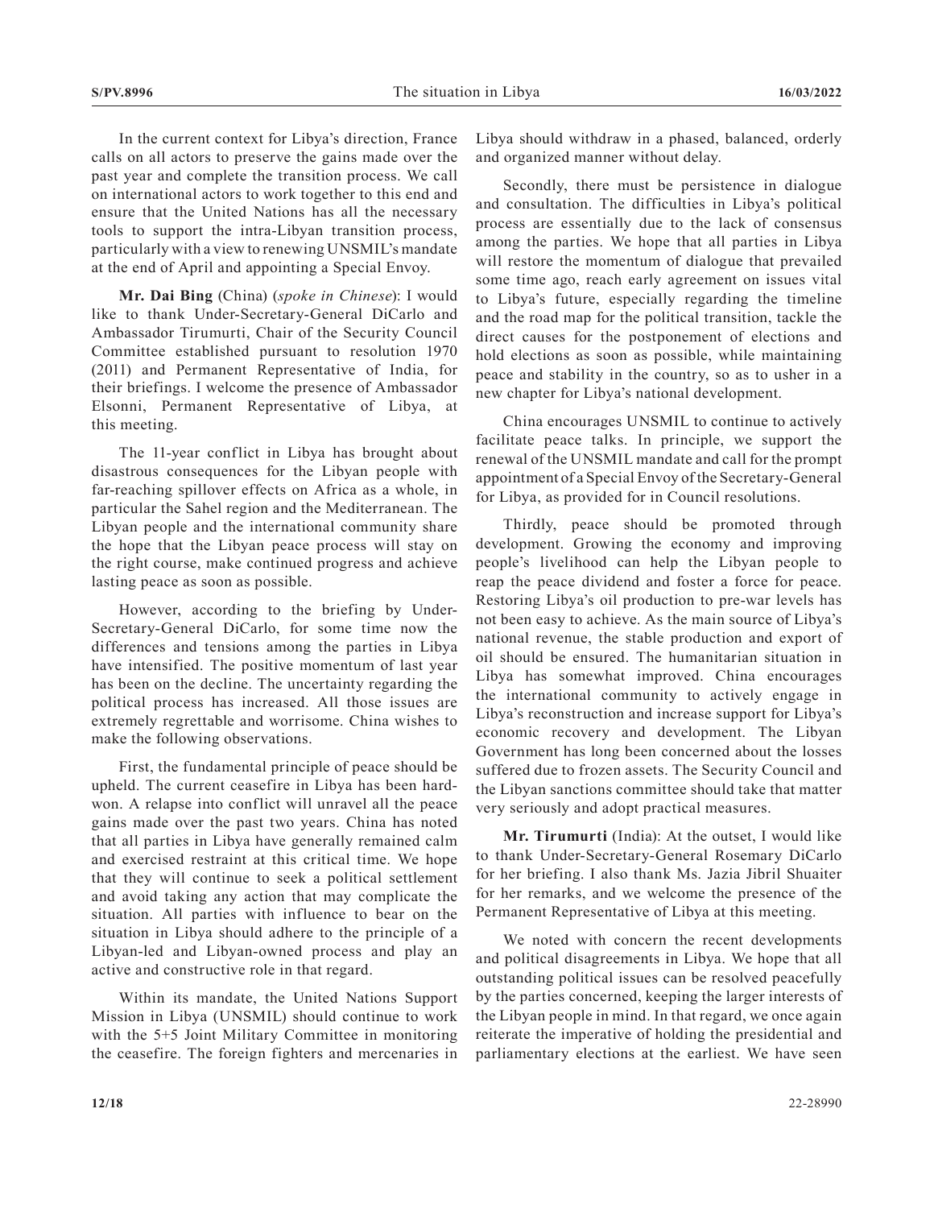In the current context for Libya's direction, France calls on all actors to preserve the gains made over the past year and complete the transition process. We call on international actors to work together to this end and ensure that the United Nations has all the necessary tools to support the intra-Libyan transition process, particularly with a view to renewing UNSMIL's mandate at the end of April and appointing a Special Envoy.

**Mr. Dai Bing** (China) (*spoke in Chinese*): I would like to thank Under-Secretary-General DiCarlo and Ambassador Tirumurti, Chair of the Security Council Committee established pursuant to resolution 1970 (2011) and Permanent Representative of India, for their briefings. I welcome the presence of Ambassador Elsonni, Permanent Representative of Libya, at this meeting.

The 11-year conflict in Libya has brought about disastrous consequences for the Libyan people with far-reaching spillover effects on Africa as a whole, in particular the Sahel region and the Mediterranean. The Libyan people and the international community share the hope that the Libyan peace process will stay on the right course, make continued progress and achieve lasting peace as soon as possible.

However, according to the briefing by Under-Secretary-General DiCarlo, for some time now the differences and tensions among the parties in Libya have intensified. The positive momentum of last year has been on the decline. The uncertainty regarding the political process has increased. All those issues are extremely regrettable and worrisome. China wishes to make the following observations.

First, the fundamental principle of peace should be upheld. The current ceasefire in Libya has been hard-won. A relapse into conflict will unravel all the peace gains made over the past two years. China has noted that all parties in Libya have generally remained calm and exercised restraint at this critical time. We hope that they will continue to seek a political settlement and avoid taking any action that may complicate the situation. All parties with influence to bear on the situation in Libya should adhere to the principle of a Libyan-led and Libyan-owned process and play an active and constructive role in that regard.

Within its mandate, the United Nations Support Mission in Libya (UNSMIL) should continue to work with the 5+5 Joint Military Committee in monitoring the ceasefire. The foreign fighters and mercenaries in Libya should withdraw in a phased, balanced, orderly and organized manner without delay.

Secondly, there must be persistence in dialogue and consultation. The difficulties in Libya's political process are essentially due to the lack of consensus among the parties. We hope that all parties in Libya will restore the momentum of dialogue that prevailed some time ago, reach early agreement on issues vital to Libya's future, especially regarding the timeline and the road map for the political transition, tackle the direct causes for the postponement of elections and hold elections as soon as possible, while maintaining peace and stability in the country, so as to usher in a new chapter for Libya's national development.

China encourages UNSMIL to continue to actively facilitate peace talks. In principle, we support the renewal of the UNSMIL mandate and call for the prompt appointment of a Special Envoy of the Secretary-General for Libya, as provided for in Council resolutions.

Thirdly, peace should be promoted through development. Growing the economy and improving people's livelihood can help the Libyan people to reap the peace dividend and foster a force for peace. Restoring Libya's oil production to pre-war levels has not been easy to achieve. As the main source of Libya's national revenue, the stable production and export of oil should be ensured. The humanitarian situation in Libya has somewhat improved. China encourages the international community to actively engage in Libya's reconstruction and increase support for Libya's economic recovery and development. The Libyan Government has long been concerned about the losses suffered due to frozen assets. The Security Council and the Libyan sanctions committee should take that matter very seriously and adopt practical measures.

**Mr. Tirumurti** (India): At the outset, I would like to thank Under-Secretary-General Rosemary DiCarlo for her briefing. I also thank Ms. Jazia Jibril Shuaiter for her remarks, and we welcome the presence of the Permanent Representative of Libya at this meeting.

We noted with concern the recent developments and political disagreements in Libya. We hope that all outstanding political issues can be resolved peacefully by the parties concerned, keeping the larger interests of the Libyan people in mind. In that regard, we once again reiterate the imperative of holding the presidential and parliamentary elections at the earliest. We have seen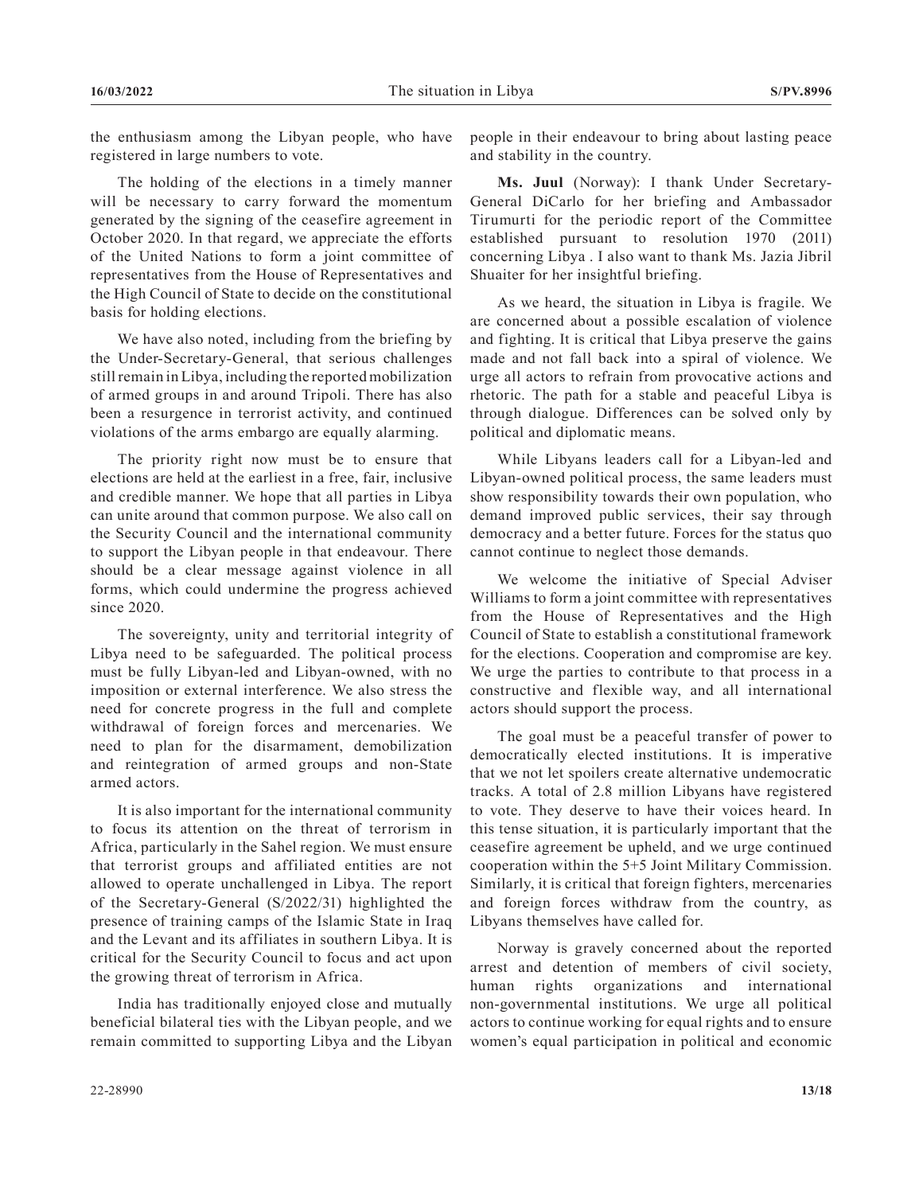the enthusiasm among the Libyan people, who have registered in large numbers to vote.

The holding of the elections in a timely manner will be necessary to carry forward the momentum generated by the signing of the ceasefire agreement in October 2020. In that regard, we appreciate the efforts of the United Nations to form a joint committee of representatives from the House of Representatives and the High Council of State to decide on the constitutional basis for holding elections.

We have also noted, including from the briefing by the Under-Secretary-General, that serious challenges still remain in Libya, including the reported mobilization of armed groups in and around Tripoli. There has also been a resurgence in terrorist activity, and continued violations of the arms embargo are equally alarming.

The priority right now must be to ensure that elections are held at the earliest in a free, fair, inclusive and credible manner. We hope that all parties in Libya can unite around that common purpose. We also call on the Security Council and the international community to support the Libyan people in that endeavour. There should be a clear message against violence in all forms, which could undermine the progress achieved since 2020.

The sovereignty, unity and territorial integrity of Libya need to be safeguarded. The political process must be fully Libyan-led and Libyan-owned, with no imposition or external interference. We also stress the need for concrete progress in the full and complete withdrawal of foreign forces and mercenaries. We need to plan for the disarmament, demobilization and reintegration of armed groups and non-State armed actors.

It is also important for the international community to focus its attention on the threat of terrorism in Africa, particularly in the Sahel region. We must ensure that terrorist groups and affiliated entities are not allowed to operate unchallenged in Libya. The report of the Secretary-General (S/2022/31) highlighted the presence of training camps of the Islamic State in Iraq and the Levant and its affiliates in southern Libya. It is critical for the Security Council to focus and act upon the growing threat of terrorism in Africa.

India has traditionally enjoyed close and mutually beneficial bilateral ties with the Libyan people, and we remain committed to supporting Libya and the Libyan people in their endeavour to bring about lasting peace and stability in the country.

**Ms. Juul** (Norway): I thank Under Secretary-General DiCarlo for her briefing and Ambassador Tirumurti for the periodic report of the Committee established pursuant to resolution 1970 (2011) concerning Libya . I also want to thank Ms. Jazia Jibril Shuaiter for her insightful briefing.

As we heard, the situation in Libya is fragile. We are concerned about a possible escalation of violence and fighting. It is critical that Libya preserve the gains made and not fall back into a spiral of violence. We urge all actors to refrain from provocative actions and rhetoric. The path for a stable and peaceful Libya is through dialogue. Differences can be solved only by political and diplomatic means.

While Libyans leaders call for a Libyan-led and Libyan-owned political process, the same leaders must show responsibility towards their own population, who demand improved public services, their say through democracy and a better future. Forces for the status quo cannot continue to neglect those demands.

We welcome the initiative of Special Adviser Williams to form a joint committee with representatives from the House of Representatives and the High Council of State to establish a constitutional framework for the elections. Cooperation and compromise are key. We urge the parties to contribute to that process in a constructive and flexible way, and all international actors should support the process.

The goal must be a peaceful transfer of power to democratically elected institutions. It is imperative that we not let spoilers create alternative undemocratic tracks. A total of 2.8 million Libyans have registered to vote. They deserve to have their voices heard. In this tense situation, it is particularly important that the ceasefire agreement be upheld, and we urge continued cooperation within the 5+5 Joint Military Commission. Similarly, it is critical that foreign fighters, mercenaries and foreign forces withdraw from the country, as Libyans themselves have called for.

Norway is gravely concerned about the reported arrest and detention of members of civil society, human rights organizations and international non-governmental institutions. We urge all political actors to continue working for equal rights and to ensure women's equal participation in political and economic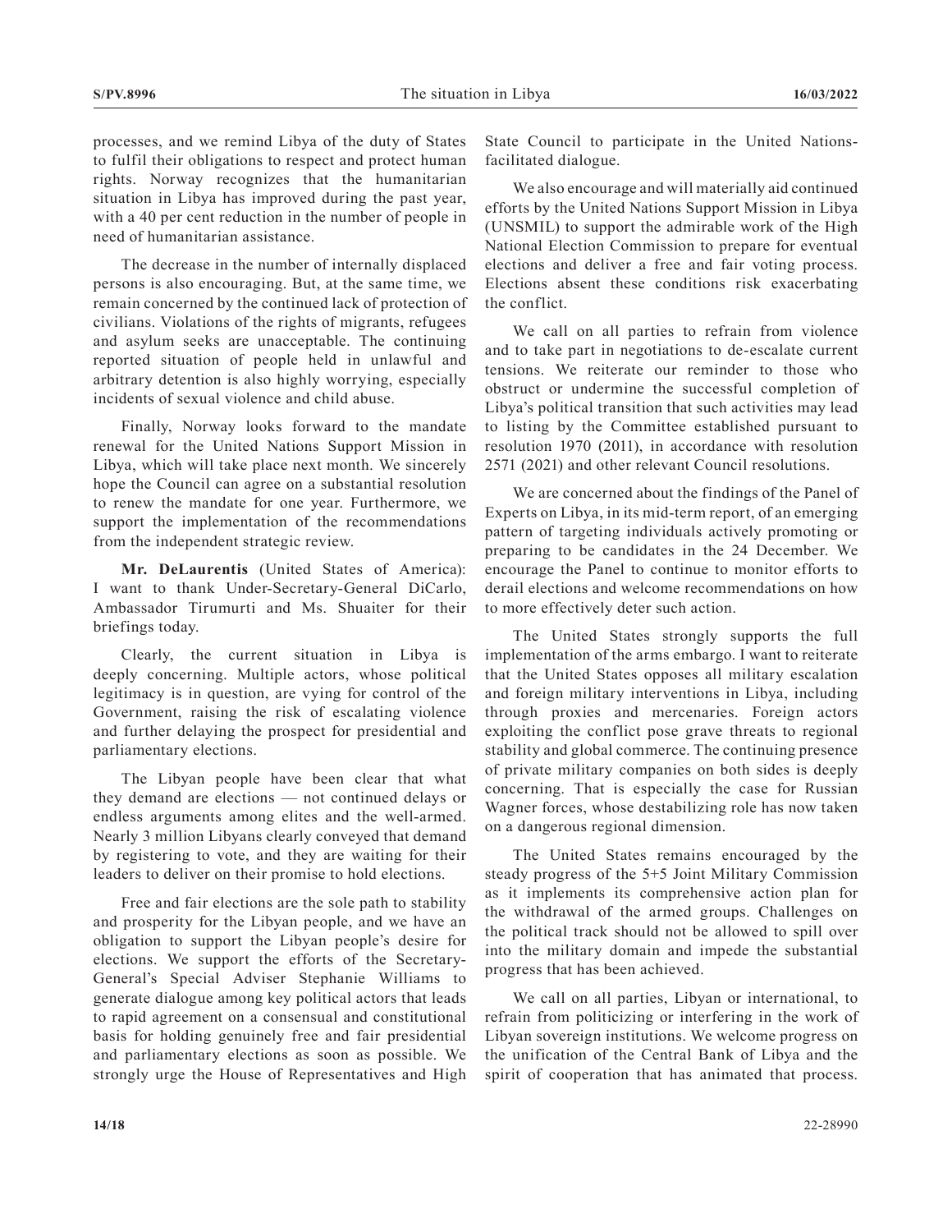processes, and we remind Libya of the duty of States to fulfil their obligations to respect and protect human rights. Norway recognizes that the humanitarian situation in Libya has improved during the past year, with a 40 per cent reduction in the number of people in need of humanitarian assistance.

The decrease in the number of internally displaced persons is also encouraging. But, at the same time, we remain concerned by the continued lack of protection of civilians. Violations of the rights of migrants, refugees and asylum seeks are unacceptable. The continuing reported situation of people held in unlawful and arbitrary detention is also highly worrying, especially incidents of sexual violence and child abuse.

Finally, Norway looks forward to the mandate renewal for the United Nations Support Mission in Libya, which will take place next month. We sincerely hope the Council can agree on a substantial resolution to renew the mandate for one year. Furthermore, we support the implementation of the recommendations from the independent strategic review.

**Mr. DeLaurentis** (United States of America): I want to thank Under-Secretary-General DiCarlo, Ambassador Tirumurti and Ms. Shuaiter for their briefings today.

Clearly, the current situation in Libya is deeply concerning. Multiple actors, whose political legitimacy is in question, are vying for control of the Government, raising the risk of escalating violence and further delaying the prospect for presidential and parliamentary elections.

The Libyan people have been clear that what they demand are elections — not continued delays or endless arguments among elites and the well-armed. Nearly 3 million Libyans clearly conveyed that demand by registering to vote, and they are waiting for their leaders to deliver on their promise to hold elections.

Free and fair elections are the sole path to stability and prosperity for the Libyan people, and we have an obligation to support the Libyan people's desire for elections. We support the efforts of the Secretary-General's Special Adviser Stephanie Williams to generate dialogue among key political actors that leads to rapid agreement on a consensual and constitutional basis for holding genuinely free and fair presidential and parliamentary elections as soon as possible. We strongly urge the House of Representatives and High State Council to participate in the United Nations-facilitated dialogue.

We also encourage and will materially aid continued efforts by the United Nations Support Mission in Libya (UNSMIL) to support the admirable work of the High National Election Commission to prepare for eventual elections and deliver a free and fair voting process. Elections absent these conditions risk exacerbating the conflict.

We call on all parties to refrain from violence and to take part in negotiations to de-escalate current tensions. We reiterate our reminder to those who obstruct or undermine the successful completion of Libya's political transition that such activities may lead to listing by the Committee established pursuant to resolution 1970 (2011), in accordance with resolution 2571 (2021) and other relevant Council resolutions.

We are concerned about the findings of the Panel of Experts on Libya, in its mid-term report, of an emerging pattern of targeting individuals actively promoting or preparing to be candidates in the 24 December. We encourage the Panel to continue to monitor efforts to derail elections and welcome recommendations on how to more effectively deter such action.

The United States strongly supports the full implementation of the arms embargo. I want to reiterate that the United States opposes all military escalation and foreign military interventions in Libya, including through proxies and mercenaries. Foreign actors exploiting the conflict pose grave threats to regional stability and global commerce. The continuing presence of private military companies on both sides is deeply concerning. That is especially the case for Russian Wagner forces, whose destabilizing role has now taken on a dangerous regional dimension.

The United States remains encouraged by the steady progress of the 5+5 Joint Military Commission as it implements its comprehensive action plan for the withdrawal of the armed groups. Challenges on the political track should not be allowed to spill over into the military domain and impede the substantial progress that has been achieved.

We call on all parties, Libyan or international, to refrain from politicizing or interfering in the work of Libyan sovereign institutions. We welcome progress on the unification of the Central Bank of Libya and the spirit of cooperation that has animated that process.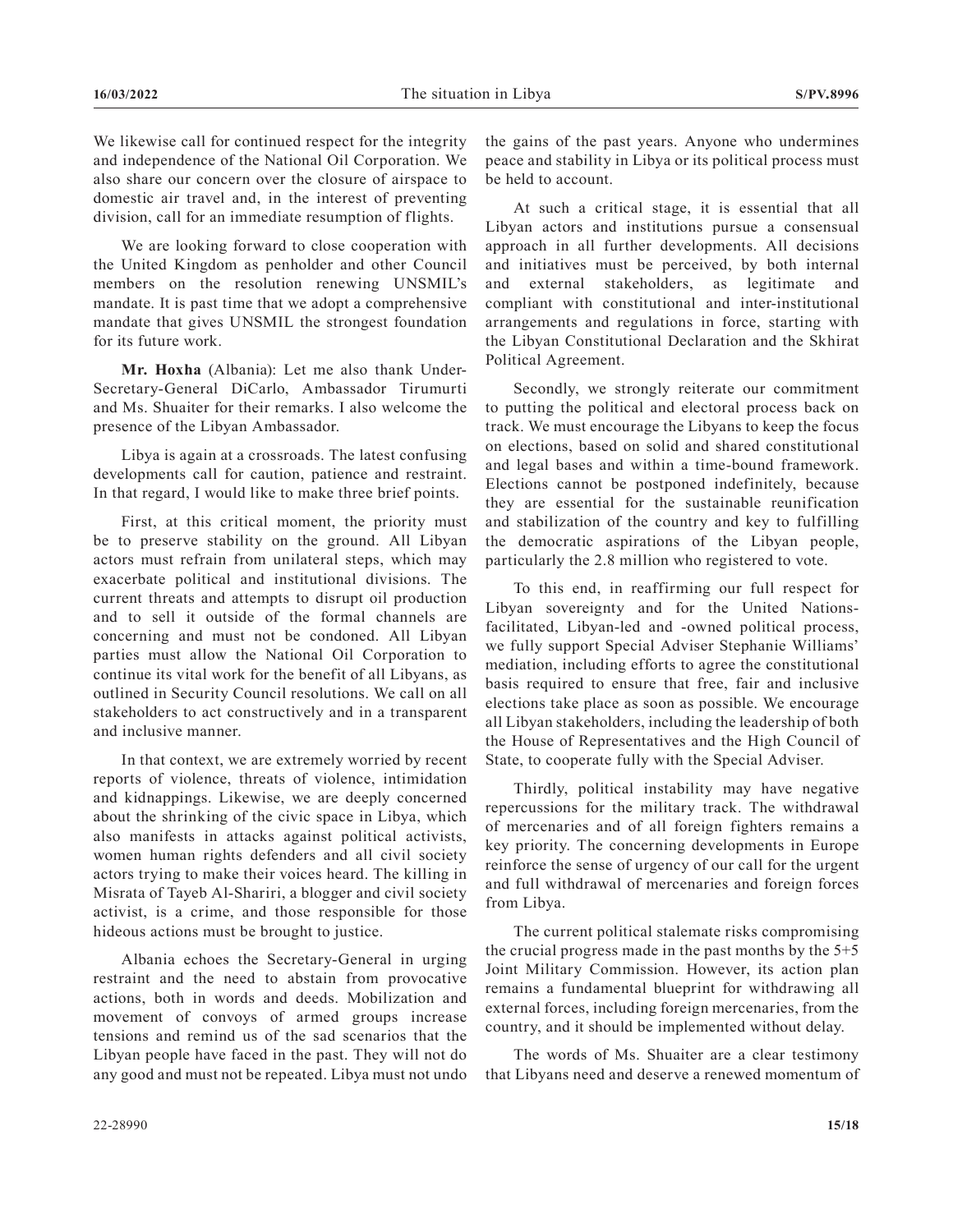We likewise call for continued respect for the integrity and independence of the National Oil Corporation. We also share our concern over the closure of airspace to domestic air travel and, in the interest of preventing division, call for an immediate resumption of flights.

We are looking forward to close cooperation with the United Kingdom as penholder and other Council members on the resolution renewing UNSMIL's mandate. It is past time that we adopt a comprehensive mandate that gives UNSMIL the strongest foundation for its future work.

**Mr. Hoxha** (Albania): Let me also thank Under-Secretary-General DiCarlo, Ambassador Tirumurti and Ms. Shuaiter for their remarks. I also welcome the presence of the Libyan Ambassador.

Libya is again at a crossroads. The latest confusing developments call for caution, patience and restraint. In that regard, I would like to make three brief points.

First, at this critical moment, the priority must be to preserve stability on the ground. All Libyan actors must refrain from unilateral steps, which may exacerbate political and institutional divisions. The current threats and attempts to disrupt oil production and to sell it outside of the formal channels are concerning and must not be condoned. All Libyan parties must allow the National Oil Corporation to continue its vital work for the benefit of all Libyans, as outlined in Security Council resolutions. We call on all stakeholders to act constructively and in a transparent and inclusive manner.

In that context, we are extremely worried by recent reports of violence, threats of violence, intimidation and kidnappings. Likewise, we are deeply concerned about the shrinking of the civic space in Libya, which also manifests in attacks against political activists, women human rights defenders and all civil society actors trying to make their voices heard. The killing in Misrata of Tayeb Al-Shariri, a blogger and civil society activist, is a crime, and those responsible for those hideous actions must be brought to justice.

Albania echoes the Secretary-General in urging restraint and the need to abstain from provocative actions, both in words and deeds. Mobilization and movement of convoys of armed groups increase tensions and remind us of the sad scenarios that the Libyan people have faced in the past. They will not do any good and must not be repeated. Libya must not undo the gains of the past years. Anyone who undermines peace and stability in Libya or its political process must be held to account.

At such a critical stage, it is essential that all Libyan actors and institutions pursue a consensual approach in all further developments. All decisions and initiatives must be perceived, by both internal and external stakeholders, as legitimate and compliant with constitutional and inter-institutional arrangements and regulations in force, starting with the Libyan Constitutional Declaration and the Skhirat Political Agreement.

Secondly, we strongly reiterate our commitment to putting the political and electoral process back on track. We must encourage the Libyans to keep the focus on elections, based on solid and shared constitutional and legal bases and within a time-bound framework. Elections cannot be postponed indefinitely, because they are essential for the sustainable reunification and stabilization of the country and key to fulfilling the democratic aspirations of the Libyan people, particularly the 2.8 million who registered to vote.

To this end, in reaffirming our full respect for Libyan sovereignty and for the United Nations-facilitated, Libyan-led and -owned political process, we fully support Special Adviser Stephanie Williams' mediation, including efforts to agree the constitutional basis required to ensure that free, fair and inclusive elections take place as soon as possible. We encourage all Libyan stakeholders, including the leadership of both the House of Representatives and the High Council of State, to cooperate fully with the Special Adviser.

Thirdly, political instability may have negative repercussions for the military track. The withdrawal of mercenaries and of all foreign fighters remains a key priority. The concerning developments in Europe reinforce the sense of urgency of our call for the urgent and full withdrawal of mercenaries and foreign forces from Libya.

The current political stalemate risks compromising the crucial progress made in the past months by the 5+5 Joint Military Commission. However, its action plan remains a fundamental blueprint for withdrawing all external forces, including foreign mercenaries, from the country, and it should be implemented without delay.

The words of Ms. Shuaiter are a clear testimony that Libyans need and deserve a renewed momentum of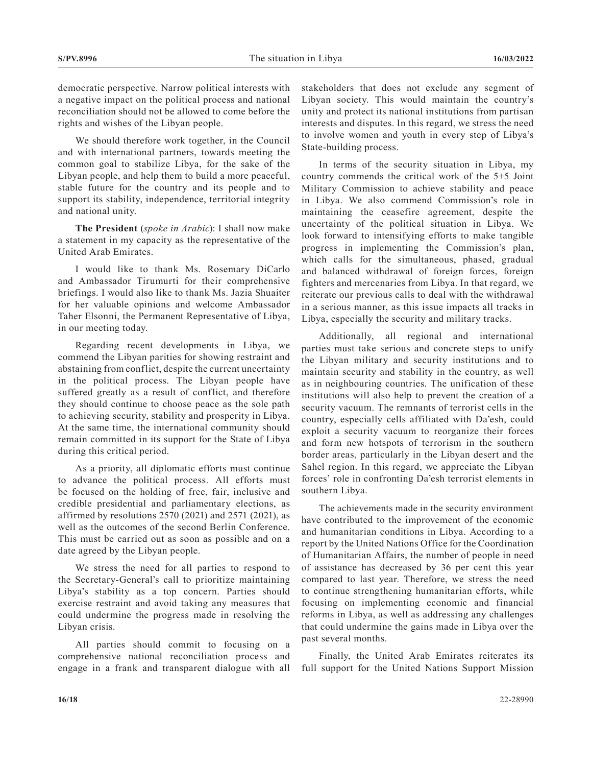democratic perspective. Narrow political interests with a negative impact on the political process and national reconciliation should not be allowed to come before the rights and wishes of the Libyan people.

We should therefore work together, in the Council and with international partners, towards meeting the common goal to stabilize Libya, for the sake of the Libyan people, and help them to build a more peaceful, stable future for the country and its people and to support its stability, independence, territorial integrity and national unity.

**The President** (*spoke in Arabic*): I shall now make a statement in my capacity as the representative of the United Arab Emirates.

I would like to thank Ms. Rosemary DiCarlo and Ambassador Tirumurti for their comprehensive briefings. I would also like to thank Ms. Jazia Shuaiter for her valuable opinions and welcome Ambassador Taher Elsonni, the Permanent Representative of Libya, in our meeting today.

Regarding recent developments in Libya, we commend the Libyan parities for showing restraint and abstaining from conflict, despite the current uncertainty in the political process. The Libyan people have suffered greatly as a result of conflict, and therefore they should continue to choose peace as the sole path to achieving security, stability and prosperity in Libya. At the same time, the international community should remain committed in its support for the State of Libya during this critical period.

As a priority, all diplomatic efforts must continue to advance the political process. All efforts must be focused on the holding of free, fair, inclusive and credible presidential and parliamentary elections, as affirmed by resolutions 2570 (2021) and 2571 (2021), as well as the outcomes of the second Berlin Conference. This must be carried out as soon as possible and on a date agreed by the Libyan people.

We stress the need for all parties to respond to the Secretary-General's call to prioritize maintaining Libya's stability as a top concern. Parties should exercise restraint and avoid taking any measures that could undermine the progress made in resolving the Libyan crisis.

All parties should commit to focusing on a comprehensive national reconciliation process and engage in a frank and transparent dialogue with all stakeholders that does not exclude any segment of Libyan society. This would maintain the country's unity and protect its national institutions from partisan interests and disputes. In this regard, we stress the need to involve women and youth in every step of Libya's State-building process.

In terms of the security situation in Libya, my country commends the critical work of the 5+5 Joint Military Commission to achieve stability and peace in Libya. We also commend Commission's role in maintaining the ceasefire agreement, despite the uncertainty of the political situation in Libya. We look forward to intensifying efforts to make tangible progress in implementing the Commission's plan, which calls for the simultaneous, phased, gradual and balanced withdrawal of foreign forces, foreign fighters and mercenaries from Libya. In that regard, we reiterate our previous calls to deal with the withdrawal in a serious manner, as this issue impacts all tracks in Libya, especially the security and military tracks.

Additionally, all regional and international parties must take serious and concrete steps to unify the Libyan military and security institutions and to maintain security and stability in the country, as well as in neighbouring countries. The unification of these institutions will also help to prevent the creation of a security vacuum. The remnants of terrorist cells in the country, especially cells affiliated with Da'esh, could exploit a security vacuum to reorganize their forces and form new hotspots of terrorism in the southern border areas, particularly in the Libyan desert and the Sahel region. In this regard, we appreciate the Libyan forces' role in confronting Da'esh terrorist elements in southern Libya.

The achievements made in the security environment have contributed to the improvement of the economic and humanitarian conditions in Libya. According to a report by the United Nations Office for the Coordination of Humanitarian Affairs, the number of people in need of assistance has decreased by 36 per cent this year compared to last year. Therefore, we stress the need to continue strengthening humanitarian efforts, while focusing on implementing economic and financial reforms in Libya, as well as addressing any challenges that could undermine the gains made in Libya over the past several months.

Finally, the United Arab Emirates reiterates its full support for the United Nations Support Mission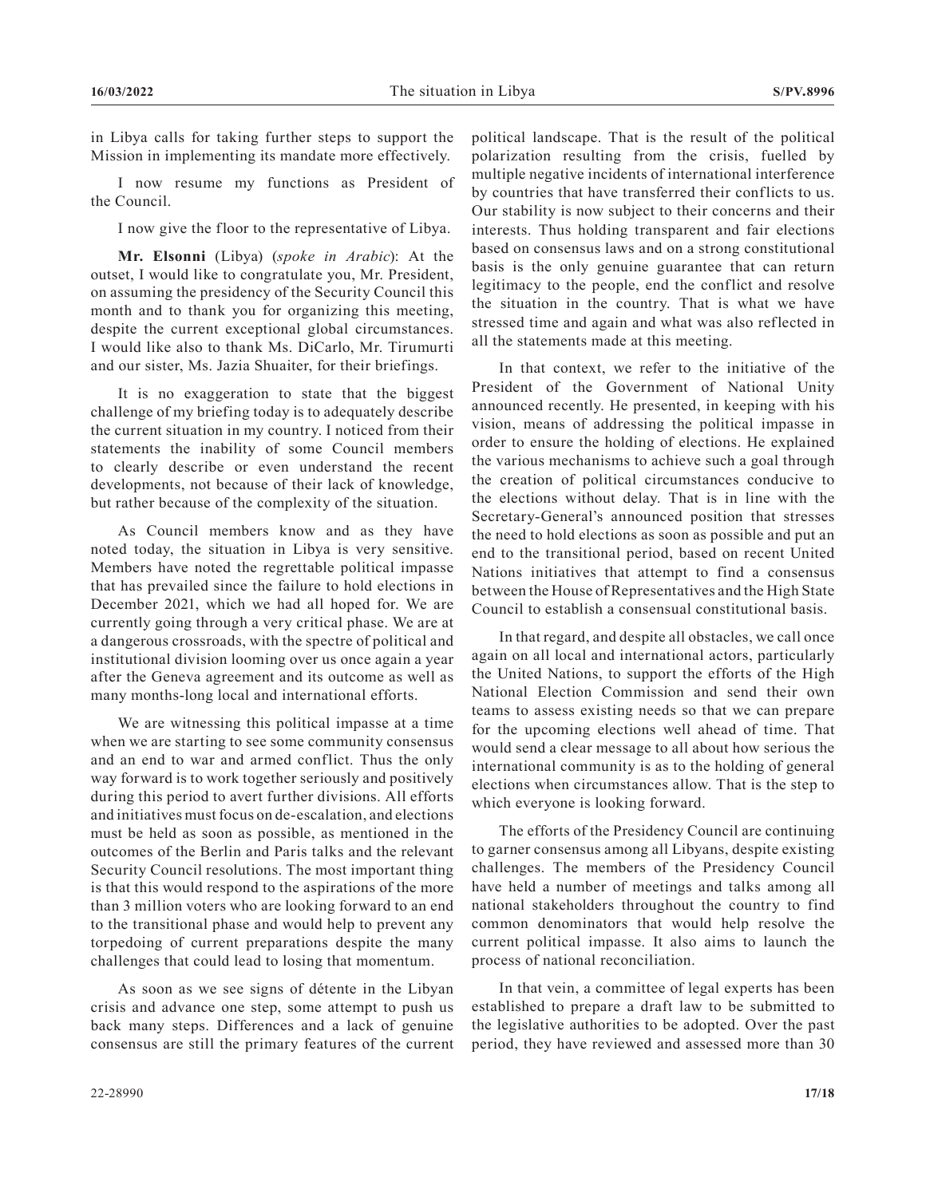in Libya calls for taking further steps to support the Mission in implementing its mandate more effectively.

I now resume my functions as President of the Council.

I now give the floor to the representative of Libya.

**Mr. Elsonni** (Libya) (*spoke in Arabic*): At the outset, I would like to congratulate you, Mr. President, on assuming the presidency of the Security Council this month and to thank you for organizing this meeting, despite the current exceptional global circumstances. I would like also to thank Ms. DiCarlo, Mr. Tirumurti and our sister, Ms. Jazia Shuaiter, for their briefings.

It is no exaggeration to state that the biggest challenge of my briefing today is to adequately describe the current situation in my country. I noticed from their statements the inability of some Council members to clearly describe or even understand the recent developments, not because of their lack of knowledge, but rather because of the complexity of the situation.

As Council members know and as they have noted today, the situation in Libya is very sensitive. Members have noted the regrettable political impasse that has prevailed since the failure to hold elections in December 2021, which we had all hoped for. We are currently going through a very critical phase. We are at a dangerous crossroads, with the spectre of political and institutional division looming over us once again a year after the Geneva agreement and its outcome as well as many months-long local and international efforts.

We are witnessing this political impasse at a time when we are starting to see some community consensus and an end to war and armed conflict. Thus the only way forward is to work together seriously and positively during this period to avert further divisions. All efforts and initiatives must focus on de-escalation, and elections must be held as soon as possible, as mentioned in the outcomes of the Berlin and Paris talks and the relevant Security Council resolutions. The most important thing is that this would respond to the aspirations of the more than 3 million voters who are looking forward to an end to the transitional phase and would help to prevent any torpedoing of current preparations despite the many challenges that could lead to losing that momentum.

As soon as we see signs of détente in the Libyan crisis and advance one step, some attempt to push us back many steps. Differences and a lack of genuine consensus are still the primary features of the current political landscape. That is the result of the political polarization resulting from the crisis, fuelled by multiple negative incidents of international interference by countries that have transferred their conflicts to us. Our stability is now subject to their concerns and their interests. Thus holding transparent and fair elections based on consensus laws and on a strong constitutional basis is the only genuine guarantee that can return legitimacy to the people, end the conflict and resolve the situation in the country. That is what we have stressed time and again and what was also reflected in all the statements made at this meeting.

In that context, we refer to the initiative of the President of the Government of National Unity announced recently. He presented, in keeping with his vision, means of addressing the political impasse in order to ensure the holding of elections. He explained the various mechanisms to achieve such a goal through the creation of political circumstances conducive to the elections without delay. That is in line with the Secretary-General's announced position that stresses the need to hold elections as soon as possible and put an end to the transitional period, based on recent United Nations initiatives that attempt to find a consensus between the House of Representatives and the High State Council to establish a consensual constitutional basis.

In that regard, and despite all obstacles, we call once again on all local and international actors, particularly the United Nations, to support the efforts of the High National Election Commission and send their own teams to assess existing needs so that we can prepare for the upcoming elections well ahead of time. That would send a clear message to all about how serious the international community is as to the holding of general elections when circumstances allow. That is the step to which everyone is looking forward.

The efforts of the Presidency Council are continuing to garner consensus among all Libyans, despite existing challenges. The members of the Presidency Council have held a number of meetings and talks among all national stakeholders throughout the country to find common denominators that would help resolve the current political impasse. It also aims to launch the process of national reconciliation.

In that vein, a committee of legal experts has been established to prepare a draft law to be submitted to the legislative authorities to be adopted. Over the past period, they have reviewed and assessed more than 30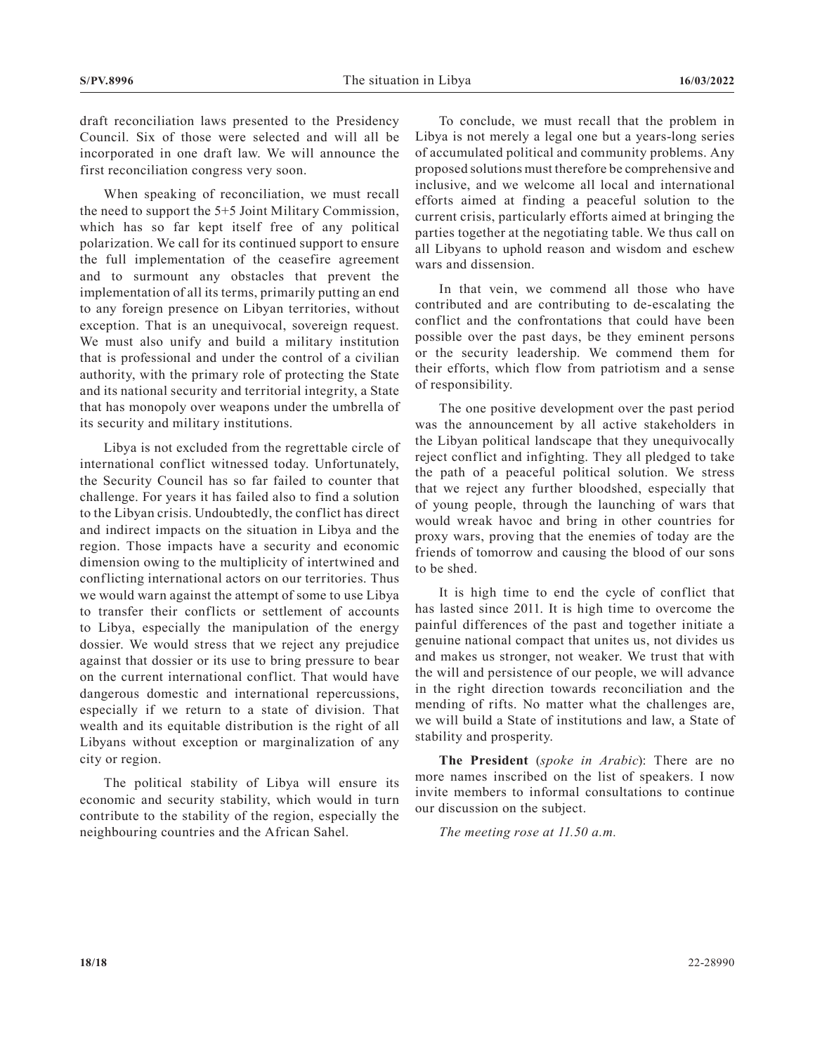draft reconciliation laws presented to the Presidency Council. Six of those were selected and will all be incorporated in one draft law. We will announce the first reconciliation congress very soon.

When speaking of reconciliation, we must recall the need to support the 5+5 Joint Military Commission, which has so far kept itself free of any political polarization. We call for its continued support to ensure the full implementation of the ceasefire agreement and to surmount any obstacles that prevent the implementation of all its terms, primarily putting an end to any foreign presence on Libyan territories, without exception. That is an unequivocal, sovereign request. We must also unify and build a military institution that is professional and under the control of a civilian authority, with the primary role of protecting the State and its national security and territorial integrity, a State that has monopoly over weapons under the umbrella of its security and military institutions.

Libya is not excluded from the regrettable circle of international conflict witnessed today. Unfortunately, the Security Council has so far failed to counter that challenge. For years it has failed also to find a solution to the Libyan crisis. Undoubtedly, the conflict has direct and indirect impacts on the situation in Libya and the region. Those impacts have a security and economic dimension owing to the multiplicity of intertwined and conflicting international actors on our territories. Thus we would warn against the attempt of some to use Libya to transfer their conflicts or settlement of accounts to Libya, especially the manipulation of the energy dossier. We would stress that we reject any prejudice against that dossier or its use to bring pressure to bear on the current international conflict. That would have dangerous domestic and international repercussions, especially if we return to a state of division. That wealth and its equitable distribution is the right of all Libyans without exception or marginalization of any city or region.

The political stability of Libya will ensure its economic and security stability, which would in turn contribute to the stability of the region, especially the neighbouring countries and the African Sahel.

To conclude, we must recall that the problem in Libya is not merely a legal one but a years-long series of accumulated political and community problems. Any proposed solutions must therefore be comprehensive and inclusive, and we welcome all local and international efforts aimed at finding a peaceful solution to the current crisis, particularly efforts aimed at bringing the parties together at the negotiating table. We thus call on all Libyans to uphold reason and wisdom and eschew wars and dissension.

In that vein, we commend all those who have contributed and are contributing to de-escalating the conflict and the confrontations that could have been possible over the past days, be they eminent persons or the security leadership. We commend them for their efforts, which flow from patriotism and a sense of responsibility.

The one positive development over the past period was the announcement by all active stakeholders in the Libyan political landscape that they unequivocally reject conflict and infighting. They all pledged to take the path of a peaceful political solution. We stress that we reject any further bloodshed, especially that of young people, through the launching of wars that would wreak havoc and bring in other countries for proxy wars, proving that the enemies of today are the friends of tomorrow and causing the blood of our sons to be shed.

It is high time to end the cycle of conflict that has lasted since 2011. It is high time to overcome the painful differences of the past and together initiate a genuine national compact that unites us, not divides us and makes us stronger, not weaker. We trust that with the will and persistence of our people, we will advance in the right direction towards reconciliation and the mending of rifts. No matter what the challenges are, we will build a State of institutions and law, a State of stability and prosperity.

**The President** (*spoke in Arabic*): There are no more names inscribed on the list of speakers. I now invite members to informal consultations to continue our discussion on the subject.

*The meeting rose at 11.50 a.m.*